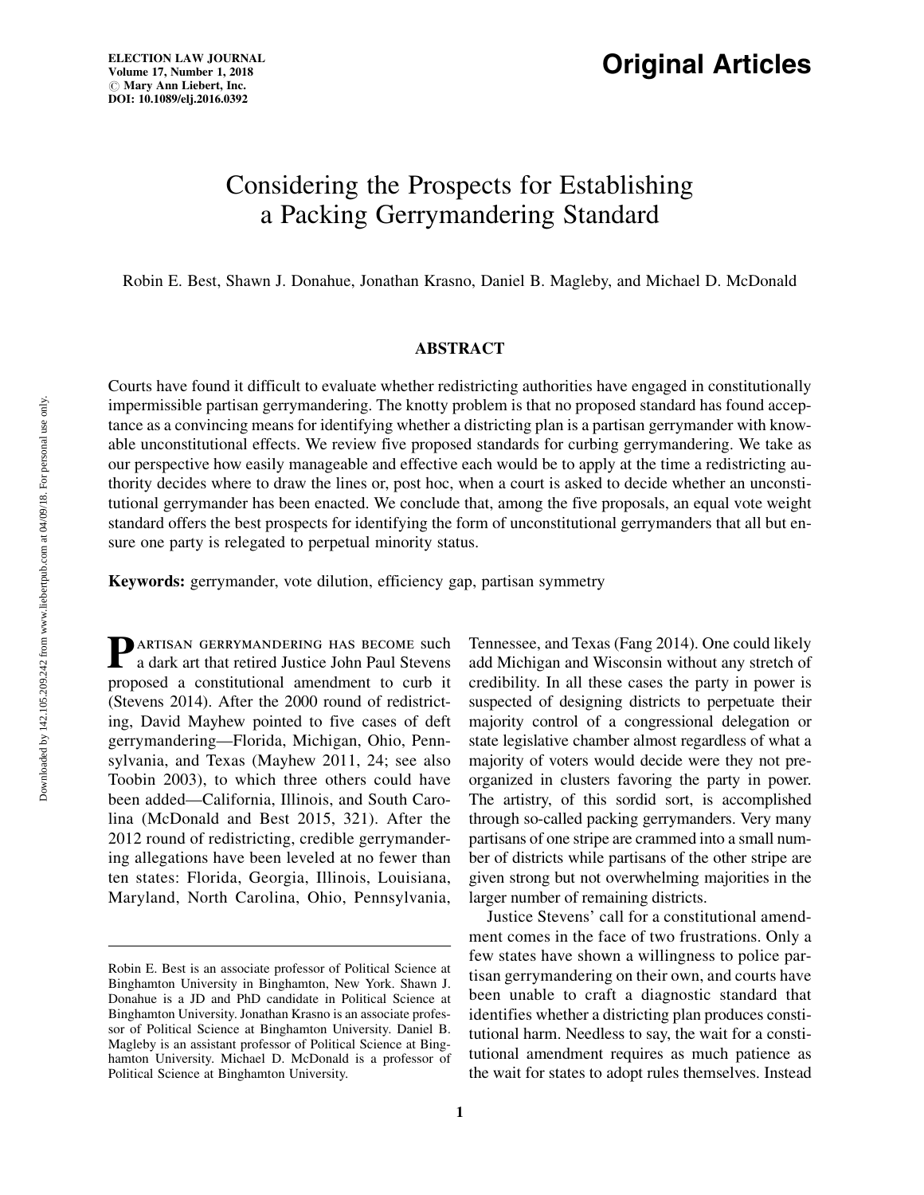ELECTION LAW JOURNAL
Volume 17, Number 1, 2018
© Mary Ann Liebert, Inc.
DOI: 10.1089/elj.2016.0392

**Original Articles**

# Considering the Prospects for Establishing a Packing Gerrymandering Standard

Robin E. Best, Shawn J. Donahue, Jonathan Krasno, Daniel B. Magleby, and Michael D. McDonald

## ABSTRACT

Courts have found it difficult to evaluate whether redistricting authorities have engaged in constitutionally impermissible partisan gerrymandering. The knotty problem is that no proposed standard has found acceptance as a convincing means for identifying whether a districting plan is a partisan gerrymander with knowable unconstitutional effects. We review five proposed standards for curbing gerrymandering. We take as our perspective how easily manageable and effective each would be to apply at the time a redistricting authority decides where to draw the lines or, post hoc, when a court is asked to decide whether an unconstitutional gerrymander has been enacted. We conclude that, among the five proposals, an equal vote weight standard offers the best prospects for identifying the form of unconstitutional gerrymanders that all but ensure one party is relegated to perpetual minority status.

**Keywords:** gerrymander, vote dilution, efficiency gap, partisan symmetry

PARTISAN GERRYMANDERING HAS BECOME such a dark art that retired Justice John Paul Stevens proposed a constitutional amendment to curb it (Stevens 2014). After the 2000 round of redistricting, David Mayhew pointed to five cases of deft gerrymandering—Florida, Michigan, Ohio, Pennsylvania, and Texas (Mayhew 2011, 24; see also Toobin 2003), to which three others could have been added—California, Illinois, and South Carolina (McDonald and Best 2015, 321). After the 2012 round of redistricting, credible gerrymandering allegations have been leveled at no fewer than ten states: Florida, Georgia, Illinois, Louisiana, Maryland, North Carolina, Ohio, Pennsylvania, Tennessee, and Texas (Fang 2014). One could likely add Michigan and Wisconsin without any stretch of credibility. In all these cases the party in power is suspected of designing districts to perpetuate their majority control of a congressional delegation or state legislative chamber almost regardless of what a majority of voters would decide were they not preorganized in clusters favoring the party in power. The artistry, of this sordid sort, is accomplished through so-called packing gerrymanders. Very many partisans of one stripe are crammed into a small number of districts while partisans of the other stripe are given strong but not overwhelming majorities in the larger number of remaining districts.

Justice Stevens' call for a constitutional amendment comes in the face of two frustrations. Only a few states have shown a willingness to police partisan gerrymandering on their own, and courts have been unable to craft a diagnostic standard that identifies whether a districting plan produces constitutional harm. Needless to say, the wait for a constitutional amendment requires as much patience as the wait for states to adopt rules themselves. Instead

---

Robin E. Best is an associate professor of Political Science at Binghamton University in Binghamton, New York. Shawn J. Donahue is a JD and PhD candidate in Political Science at Binghamton University. Jonathan Krasno is an associate professor of Political Science at Binghamton University. Daniel B. Magleby is an assistant professor of Political Science at Binghamton University. Michael D. McDonald is a professor of Political Science at Binghamton University.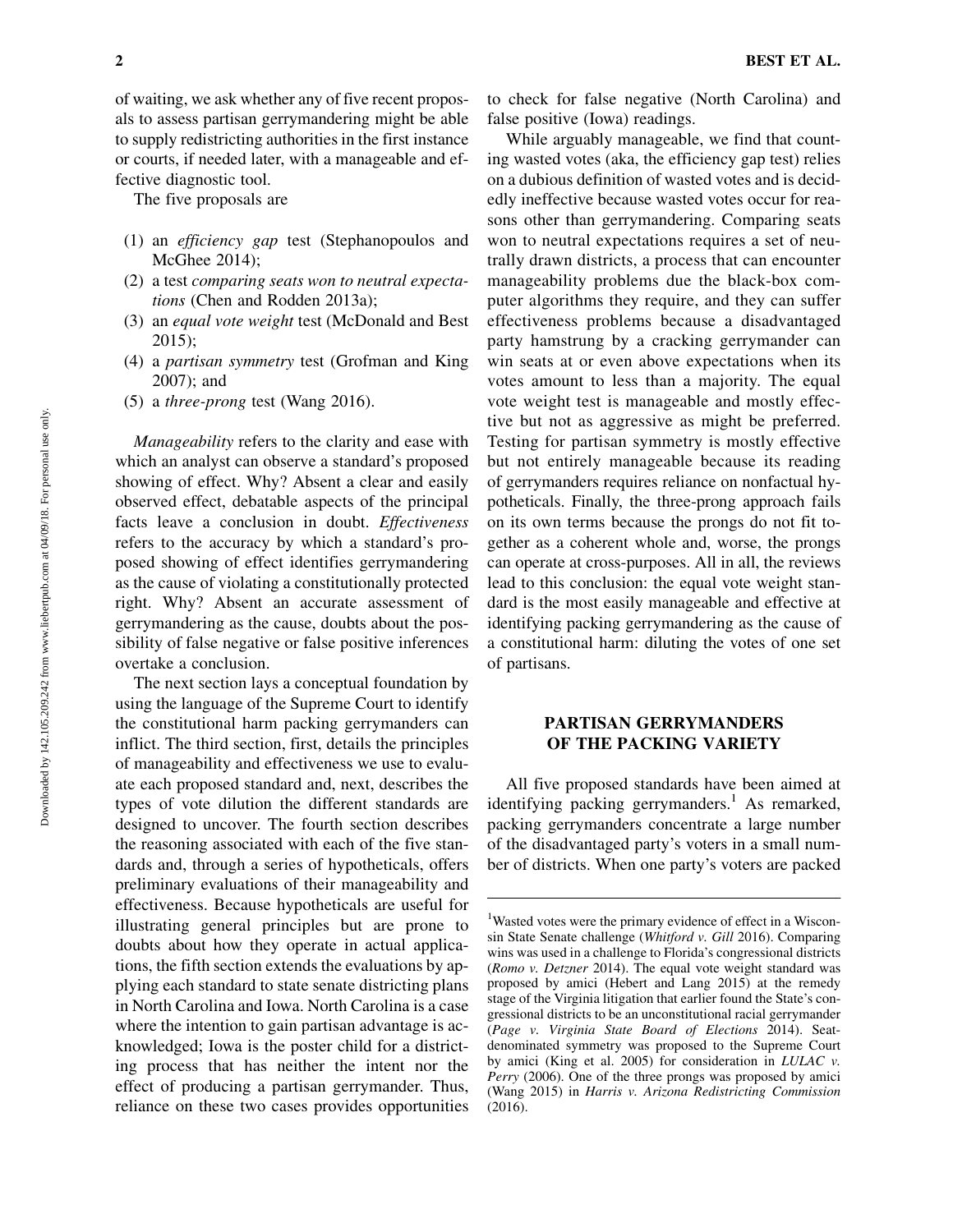of waiting, we ask whether any of five recent proposals to assess partisan gerrymandering might be able to supply redistricting authorities in the first instance or courts, if needed later, with a manageable and effective diagnostic tool.

The five proposals are

1. an *efficiency gap* test (Stephanopoulos and McGhee 2014);
2. a test *comparing seats won to neutral expectations* (Chen and Rodden 2013a);
3. an *equal vote weight* test (McDonald and Best 2015);
4. a *partisan symmetry* test (Grofman and King 2007); and
5. a *three-prong* test (Wang 2016).

*Manageability* refers to the clarity and ease with which an analyst can observe a standard's proposed showing of effect. Why? Absent a clear and easily observed effect, debatable aspects of the principal facts leave a conclusion in doubt. *Effectiveness* refers to the accuracy by which a standard's proposed showing of effect identifies gerrymandering as the cause of violating a constitutionally protected right. Why? Absent an accurate assessment of gerrymandering as the cause, doubts about the possibility of false negative or false positive inferences overtake a conclusion.

The next section lays a conceptual foundation by using the language of the Supreme Court to identify the constitutional harm packing gerrymanders can inflict. The third section, first, details the principles of manageability and effectiveness we use to evaluate each proposed standard and, next, describes the types of vote dilution the different standards are designed to uncover. The fourth section describes the reasoning associated with each of the five standards and, through a series of hypotheticals, offers preliminary evaluations of their manageability and effectiveness. Because hypotheticals are useful for illustrating general principles but are prone to doubts about how they operate in actual applications, the fifth section extends the evaluations by applying each standard to state senate districting plans in North Carolina and Iowa. North Carolina is a case where the intention to gain partisan advantage is acknowledged; Iowa is the poster child for a districting process that has neither the intent nor the effect of producing a partisan gerrymander. Thus, reliance on these two cases provides opportunities to check for false negative (North Carolina) and false positive (Iowa) readings.

While arguably manageable, we find that counting wasted votes (aka, the efficiency gap test) relies on a dubious definition of wasted votes and is decidedly ineffective because wasted votes occur for reasons other than gerrymandering. Comparing seats won to neutral expectations requires a set of neutrally drawn districts, a process that can encounter manageability problems due the black-box computer algorithms they require, and they can suffer effectiveness problems because a disadvantaged party hamstrung by a cracking gerrymander can win seats at or even above expectations when its votes amount to less than a majority. The equal vote weight test is manageable and mostly effective but not as aggressive as might be preferred. Testing for partisan symmetry is mostly effective but not entirely manageable because its reading of gerrymanders requires reliance on nonfactual hypotheticals. Finally, the three-prong approach fails on its own terms because the prongs do not fit together as a coherent whole and, worse, the prongs can operate at cross-purposes. All in all, the reviews lead to this conclusion: the equal vote weight standard is the most easily manageable and effective at identifying packing gerrymandering as the cause of a constitutional harm: diluting the votes of one set of partisans.

## PARTISAN GERRYMANDERS OF THE PACKING VARIETY

All five proposed standards have been aimed at identifying packing gerrymanders.[1] As remarked, packing gerrymanders concentrate a large number of the disadvantaged party's voters in a small number of districts. When one party's voters are packed

[1] Wasted votes were the primary evidence of effect in a Wisconsin State Senate challenge (*Whitford v. Gill* 2016). Comparing wins was used in a challenge to Florida's congressional districts (*Romo v. Detzner* 2014). The equal vote weight standard was proposed by amici (Hebert and Lang 2015) at the remedy stage of the Virginia litigation that earlier found the State's congressional districts to be an unconstitutional racial gerrymander (*Page v. Virginia State Board of Elections* 2014). Seat-denominated symmetry was proposed to the Supreme Court by amici (King et al. 2005) for consideration in *LULAC v. Perry* (2006). One of the three prongs was proposed by amici (Wang 2015) in *Harris v. Arizona Redistricting Commission* (2016).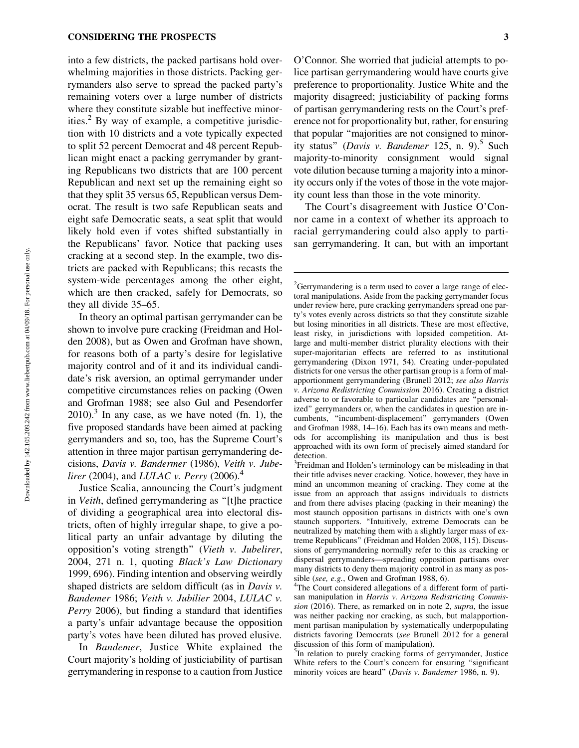into a few districts, the packed partisans hold overwhelming majorities in those districts. Packing gerrymanders also serve to spread the packed party's remaining voters over a large number of districts where they constitute sizable but ineffective minorities.[2] By way of example, a competitive jurisdiction with 10 districts and a vote typically expected to split 52 percent Democrat and 48 percent Republican might enact a packing gerrymander by granting Republicans two districts that are 100 percent Republican and next set up the remaining eight so that they split 35 versus 65, Republican versus Democrat. The result is two safe Republican seats and eight safe Democratic seats, a seat split that would likely hold even if votes shifted substantially in the Republicans' favor. Notice that packing uses cracking at a second step. In the example, two districts are packed with Republicans; this recasts the system-wide percentages among the other eight, which are then cracked, safely for Democrats, so they all divide 35–65.

In theory an optimal partisan gerrymander can be shown to involve pure cracking (Freidman and Holden 2008), but as Owen and Grofman have shown, for reasons both of a party's desire for legislative majority control and of it and its individual candidate's risk aversion, an optimal gerrymander under competitive circumstances relies on packing (Owen and Grofman 1988; see also Gul and Pesendorfer 2010).[3] In any case, as we have noted (fn. 1), the five proposed standards have been aimed at packing gerrymanders and so, too, has the Supreme Court's attention in three major partisan gerrymandering decisions, *Davis v. Bandermer* (1986), *Veith v. Jubelirer* (2004), and *LULAC v. Perry* (2006).[4]

Justice Scalia, announcing the Court's judgment in *Veith*, defined gerrymandering as "[t]he practice of dividing a geographical area into electoral districts, often of highly irregular shape, to give a political party an unfair advantage by diluting the opposition's voting strength" (*Vieth v. Jubelirer*, 2004, 271 n. 1, quoting *Black's Law Dictionary* 1999, 696). Finding intention and observing weirdly shaped districts are seldom difficult (as in *Davis v. Bandemer* 1986; *Veith v. Jubilier* 2004, *LULAC v. Perry* 2006), but finding a standard that identifies a party's unfair advantage because the opposition party's votes have been diluted has proved elusive.

In *Bandemer*, Justice White explained the Court majority's holding of justiciability of partisan gerrymandering in response to a caution from Justice O'Connor. She worried that judicial attempts to police partisan gerrymandering would have courts give preference to proportionality. Justice White and the majority disagreed; justiciability of packing forms of partisan gerrymandering rests on the Court's preference not for proportionality but, rather, for ensuring that popular "majorities are not consigned to minority status" (*Davis v. Bandemer* 125, n. 9).[5] Such majority-to-minority consignment would signal vote dilution because turning a majority into a minority occurs only if the votes of those in the vote majority count less than those in the vote minority.

The Court's disagreement with Justice O'Connor came in a context of whether its approach to racial gerrymandering could also apply to partisan gerrymandering. It can, but with an important

---

[2] Gerrymandering is a term used to cover a large range of electoral manipulations. Aside from the packing gerrymander focus under review here, pure cracking gerrymanders spread one party's votes evenly across districts so that they constitute sizable but losing minorities in all districts. These are most effective, least risky, in jurisdictions with lopsided competition. At-large and multi-member district plurality elections with their super-majoritarian effects are referred to as institutional gerrymandering (Dixon 1971, 54). Creating under-populated districts for one versus the other partisan group is a form of malapportionment gerrymandering (Brunell 2012; *see also Harris v. Arizona Redistricting Commission* 2016). Creating a district adverse to or favorable to particular candidates are "personalized" gerrymanders or, when the candidates in question are incumbents, "incumbent-displacement" gerrymanders (Owen and Grofman 1988, 14–16). Each has its own means and methods for accomplishing its manipulation and thus is best approached with its own form of precisely aimed standard for detection.

[3] Freidman and Holden's terminology can be misleading in that their title advises never cracking. Notice, however, they have in mind an uncommon meaning of cracking. They come at the issue from an approach that assigns individuals to districts and from there advises placing (packing in their meaning) the most staunch opposition partisans in districts with one's own staunch supporters. "Intuitively, extreme Democrats can be neutralized by matching them with a slightly larger mass of extreme Republicans" (Freidman and Holden 2008, 115). Discussions of gerrymandering normally refer to this as cracking or dispersal gerrymanders—spreading opposition partisans over many districts to deny them majority control in as many as possible (*see, e.g.*, Owen and Grofman 1988, 6).

[4] The Court considered allegations of a different form of partisan manipulation in *Harris v. Arizona Redistricting Commission* (2016). There, as remarked on in note 2, *supra*, the issue was neither packing nor cracking, as such, but malapportionment partisan manipulation by systematically underpopulating districts favoring Democrats (*see* Brunell 2012 for a general discussion of this form of manipulation).

[5] In relation to purely cracking forms of gerrymander, Justice White refers to the Court's concern for ensuring "significant minority voices are heard" (*Davis v. Bandemer* 1986, n. 9).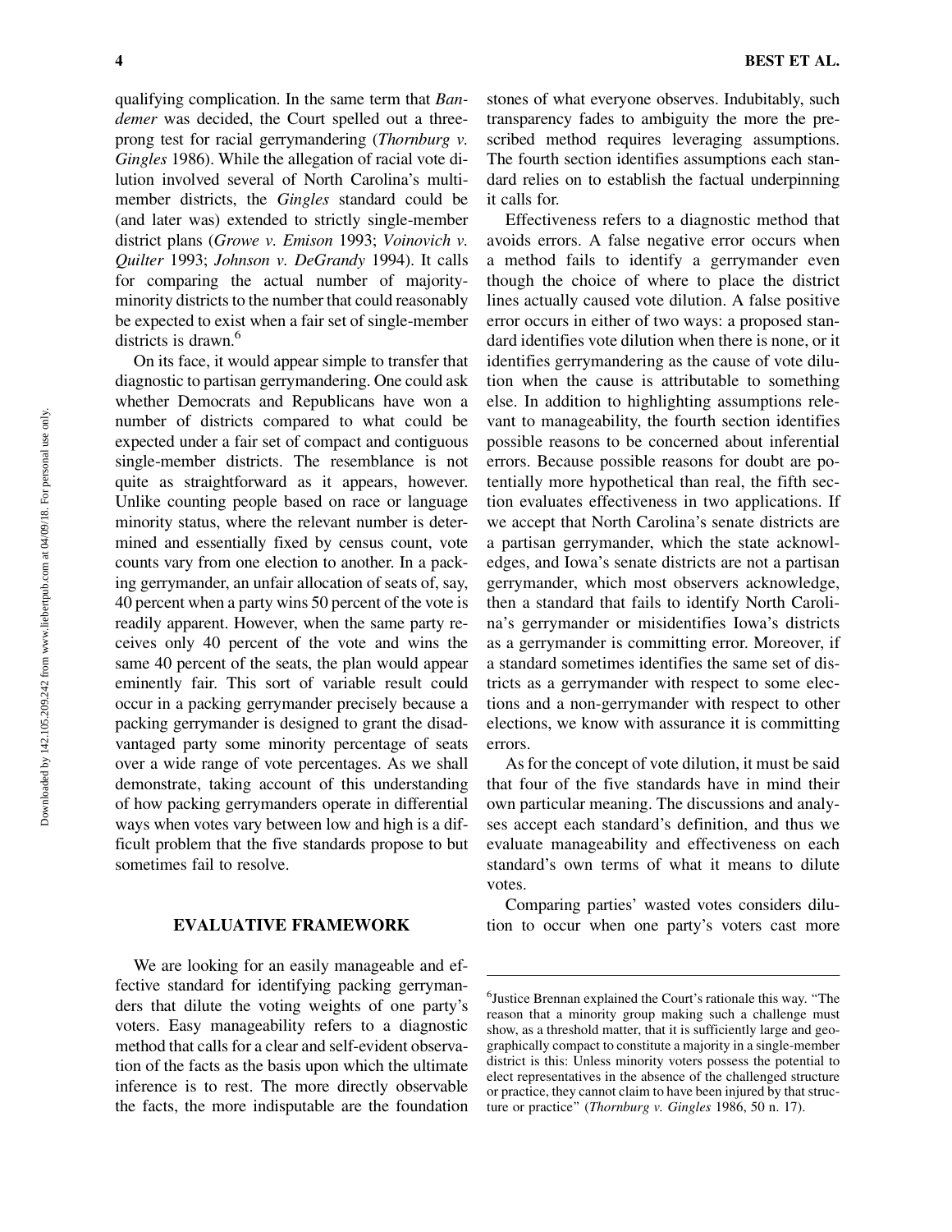qualifying complication. In the same term that *Bandemer* was decided, the Court spelled out a three-prong test for racial gerrymandering (*Thornburg v. Gingles* 1986). While the allegation of racial vote dilution involved several of North Carolina's multi-member districts, the *Gingles* standard could be (and later was) extended to strictly single-member district plans (*Growe v. Emison* 1993; *Voinovich v. Quilter* 1993; *Johnson v. DeGrandy* 1994). It calls for comparing the actual number of majority-minority districts to the number that could reasonably be expected to exist when a fair set of single-member districts is drawn.[6]

On its face, it would appear simple to transfer that diagnostic to partisan gerrymandering. One could ask whether Democrats and Republicans have won a number of districts compared to what could be expected under a fair set of compact and contiguous single-member districts. The resemblance is not quite as straightforward as it appears, however. Unlike counting people based on race or language minority status, where the relevant number is determined and essentially fixed by census count, vote counts vary from one election to another. In a packing gerrymander, an unfair allocation of seats of, say, 40 percent when a party wins 50 percent of the vote is readily apparent. However, when the same party receives only 40 percent of the vote and wins the same 40 percent of the seats, the plan would appear eminently fair. This sort of variable result could occur in a packing gerrymander precisely because a packing gerrymander is designed to grant the disadvantaged party some minority percentage of seats over a wide range of vote percentages. As we shall demonstrate, taking account of this understanding of how packing gerrymanders operate in differential ways when votes vary between low and high is a difficult problem that the five standards propose to but sometimes fail to resolve.

## EVALUATIVE FRAMEWORK

We are looking for an easily manageable and effective standard for identifying packing gerrymanders that dilute the voting weights of one party's voters. Easy manageability refers to a diagnostic method that calls for a clear and self-evident observation of the facts as the basis upon which the ultimate inference is to rest. The more directly observable the facts, the more indisputable are the foundation stones of what everyone observes. Indubitably, such transparency fades to ambiguity the more the prescribed method requires leveraging assumptions. The fourth section identifies assumptions each standard relies on to establish the factual underpinning it calls for.

Effectiveness refers to a diagnostic method that avoids errors. A false negative error occurs when a method fails to identify a gerrymander even though the choice of where to place the district lines actually caused vote dilution. A false positive error occurs in either of two ways: a proposed standard identifies vote dilution when there is none, or it identifies gerrymandering as the cause of vote dilution when the cause is attributable to something else. In addition to highlighting assumptions relevant to manageability, the fourth section identifies possible reasons to be concerned about inferential errors. Because possible reasons for doubt are potentially more hypothetical than real, the fifth section evaluates effectiveness in two applications. If we accept that North Carolina's senate districts are a partisan gerrymander, which the state acknowledges, and Iowa's senate districts are not a partisan gerrymander, which most observers acknowledge, then a standard that fails to identify North Carolina's gerrymander or misidentifies Iowa's districts as a gerrymander is committing error. Moreover, if a standard sometimes identifies the same set of districts as a gerrymander with respect to some elections and a non-gerrymander with respect to other elections, we know with assurance it is committing errors.

As for the concept of vote dilution, it must be said that four of the five standards have in mind their own particular meaning. The discussions and analyses accept each standard's definition, and thus we evaluate manageability and effectiveness on each standard's own terms of what it means to dilute votes.

Comparing parties' wasted votes considers dilution to occur when one party's voters cast more

---

[6]Justice Brennan explained the Court's rationale this way. "The reason that a minority group making such a challenge must show, as a threshold matter, that it is sufficiently large and geographically compact to constitute a majority in a single-member district is this: Unless minority voters possess the potential to elect representatives in the absence of the challenged structure or practice, they cannot claim to have been injured by that structure or practice" (*Thornburg v. Gingles* 1986, 50 n. 17).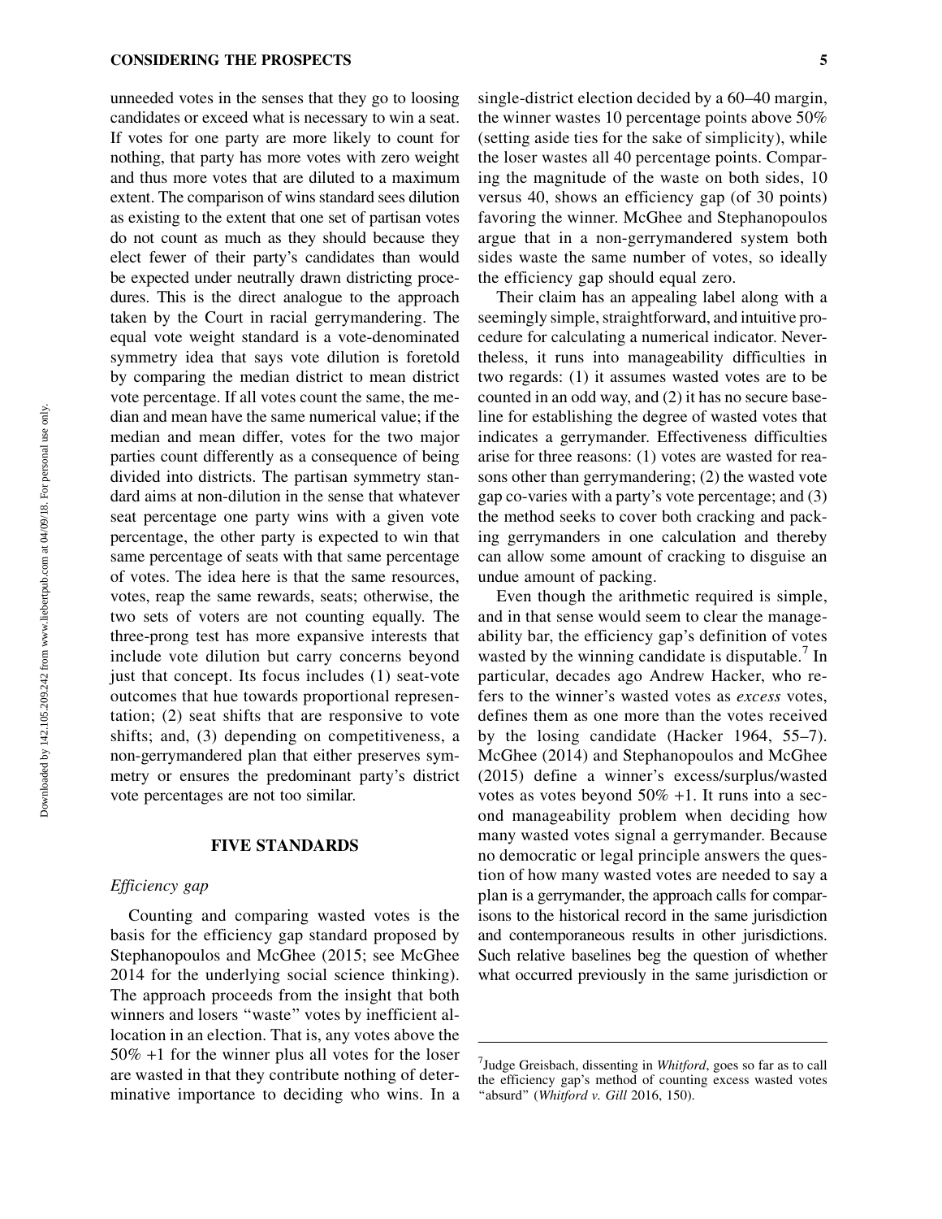unneeded votes in the senses that they go to loosing candidates or exceed what is necessary to win a seat. If votes for one party are more likely to count for nothing, that party has more votes with zero weight and thus more votes that are diluted to a maximum extent. The comparison of wins standard sees dilution as existing to the extent that one set of partisan votes do not count as much as they should because they elect fewer of their party's candidates than would be expected under neutrally drawn districting procedures. This is the direct analogue to the approach taken by the Court in racial gerrymandering. The equal vote weight standard is a vote-denominated symmetry idea that says vote dilution is foretold by comparing the median district to mean district vote percentage. If all votes count the same, the median and mean have the same numerical value; if the median and mean differ, votes for the two major parties count differently as a consequence of being divided into districts. The partisan symmetry standard aims at non-dilution in the sense that whatever seat percentage one party wins with a given vote percentage, the other party is expected to win that same percentage of seats with that same percentage of votes. The idea here is that the same resources, votes, reap the same rewards, seats; otherwise, the two sets of voters are not counting equally. The three-prong test has more expansive interests that include vote dilution but carry concerns beyond just that concept. Its focus includes (1) seat-vote outcomes that hue towards proportional representation; (2) seat shifts that are responsive to vote shifts; and, (3) depending on competitiveness, a non-gerrymandered plan that either preserves symmetry or ensures the predominant party's district vote percentages are not too similar.

## FIVE STANDARDS

### *Efficiency gap*

Counting and comparing wasted votes is the basis for the efficiency gap standard proposed by Stephanopoulos and McGhee (2015; see McGhee 2014 for the underlying social science thinking). The approach proceeds from the insight that both winners and losers "waste" votes by inefficient allocation in an election. That is, any votes above the 50% +1 for the winner plus all votes for the loser are wasted in that they contribute nothing of determinative importance to deciding who wins. In a single-district election decided by a 60–40 margin, the winner wastes 10 percentage points above 50% (setting aside ties for the sake of simplicity), while the loser wastes all 40 percentage points. Comparing the magnitude of the waste on both sides, 10 versus 40, shows an efficiency gap (of 30 points) favoring the winner. McGhee and Stephanopoulos argue that in a non-gerrymandered system both sides waste the same number of votes, so ideally the efficiency gap should equal zero.

Their claim has an appealing label along with a seemingly simple, straightforward, and intuitive procedure for calculating a numerical indicator. Nevertheless, it runs into manageability difficulties in two regards: (1) it assumes wasted votes are to be counted in an odd way, and (2) it has no secure baseline for establishing the degree of wasted votes that indicates a gerrymander. Effectiveness difficulties arise for three reasons: (1) votes are wasted for reasons other than gerrymandering; (2) the wasted vote gap co-varies with a party's vote percentage; and (3) the method seeks to cover both cracking and packing gerrymanders in one calculation and thereby can allow some amount of cracking to disguise an undue amount of packing.

Even though the arithmetic required is simple, and in that sense would seem to clear the manageability bar, the efficiency gap's definition of votes wasted by the winning candidate is disputable.[7] In particular, decades ago Andrew Hacker, who refers to the winner's wasted votes as *excess* votes, defines them as one more than the votes received by the losing candidate (Hacker 1964, 55–7). McGhee (2014) and Stephanopoulos and McGhee (2015) define a winner's excess/surplus/wasted votes as votes beyond 50% +1. It runs into a second manageability problem when deciding how many wasted votes signal a gerrymander. Because no democratic or legal principle answers the question of how many wasted votes are needed to say a plan is a gerrymander, the approach calls for comparisons to the historical record in the same jurisdiction and contemporaneous results in other jurisdictions. Such relative baselines beg the question of whether what occurred previously in the same jurisdiction or

[7]Judge Greisbach, dissenting in *Whitford*, goes so far as to call the efficiency gap's method of counting excess wasted votes "absurd" (*Whitford v. Gill* 2016, 150).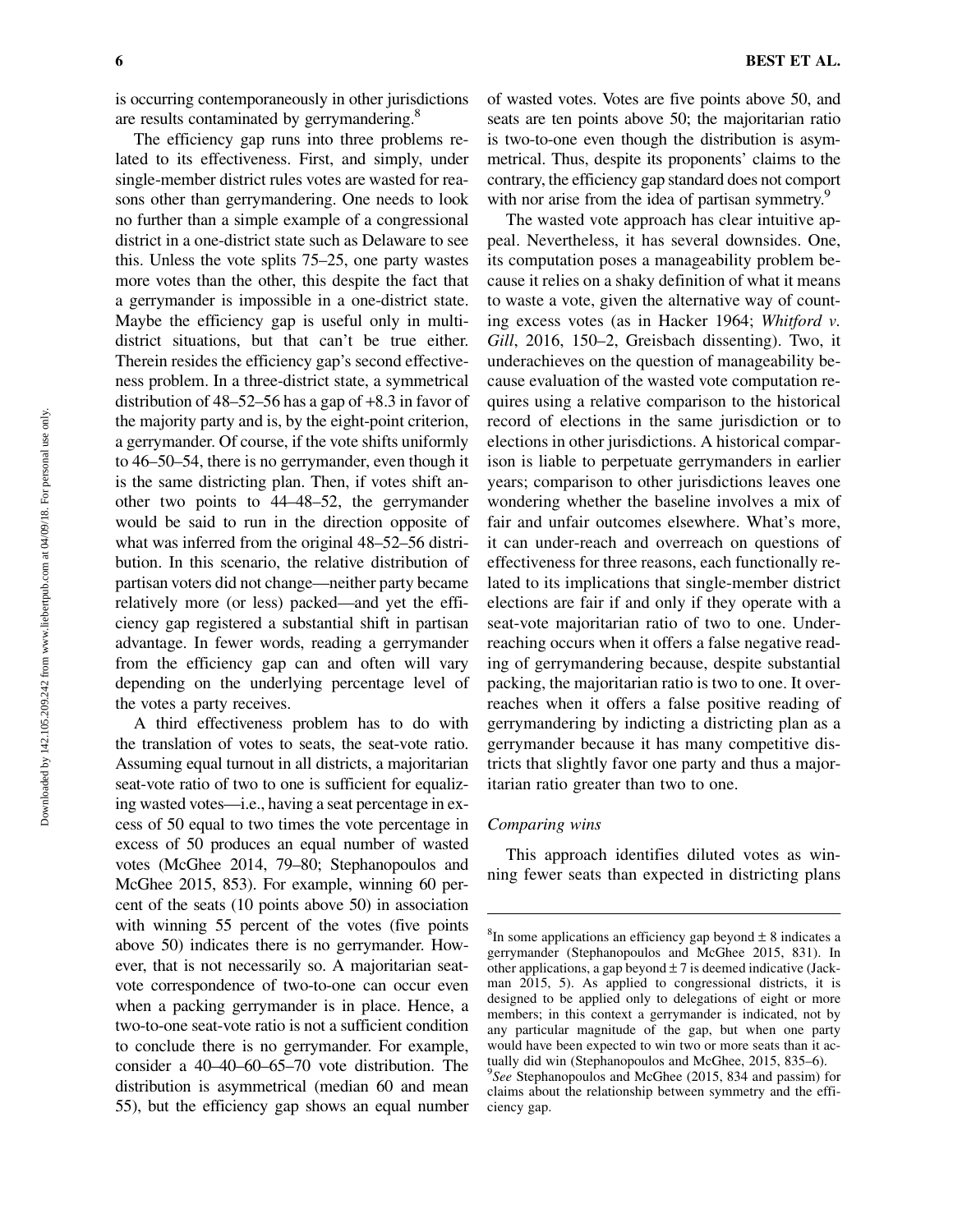is occurring contemporaneously in other jurisdictions are results contaminated by gerrymandering.[8]

The efficiency gap runs into three problems related to its effectiveness. First, and simply, under single-member district rules votes are wasted for reasons other than gerrymandering. One needs to look no further than a simple example of a congressional district in a one-district state such as Delaware to see this. Unless the vote splits 75–25, one party wastes more votes than the other, this despite the fact that a gerrymander is impossible in a one-district state. Maybe the efficiency gap is useful only in multi-district situations, but that can't be true either. Therein resides the efficiency gap's second effectiveness problem. In a three-district state, a symmetrical distribution of 48–52–56 has a gap of +8.3 in favor of the majority party and is, by the eight-point criterion, a gerrymander. Of course, if the vote shifts uniformly to 46–50–54, there is no gerrymander, even though it is the same districting plan. Then, if votes shift another two points to 44–48–52, the gerrymander would be said to run in the direction opposite of what was inferred from the original 48–52–56 distribution. In this scenario, the relative distribution of partisan voters did not change—neither party became relatively more (or less) packed—and yet the efficiency gap registered a substantial shift in partisan advantage. In fewer words, reading a gerrymander from the efficiency gap can and often will vary depending on the underlying percentage level of the votes a party receives.

A third effectiveness problem has to do with the translation of votes to seats, the seat-vote ratio. Assuming equal turnout in all districts, a majoritarian seat-vote ratio of two to one is sufficient for equalizing wasted votes—i.e., having a seat percentage in excess of 50 equal to two times the vote percentage in excess of 50 produces an equal number of wasted votes (McGhee 2014, 79–80; Stephanopoulos and McGhee 2015, 853). For example, winning 60 percent of the seats (10 points above 50) in association with winning 55 percent of the votes (five points above 50) indicates there is no gerrymander. However, that is not necessarily so. A majoritarian seat-vote correspondence of two-to-one can occur even when a packing gerrymander is in place. Hence, a two-to-one seat-vote ratio is not a sufficient condition to conclude there is no gerrymander. For example, consider a 40–40–60–65–70 vote distribution. The distribution is asymmetrical (median 60 and mean 55), but the efficiency gap shows an equal number of wasted votes. Votes are five points above 50, and seats are ten points above 50; the majoritarian ratio is two-to-one even though the distribution is asymmetrical. Thus, despite its proponents' claims to the contrary, the efficiency gap standard does not comport with nor arise from the idea of partisan symmetry.[9]

The wasted vote approach has clear intuitive appeal. Nevertheless, it has several downsides. One, its computation poses a manageability problem because it relies on a shaky definition of what it means to waste a vote, given the alternative way of counting excess votes (as in Hacker 1964; *Whitford v. Gill*, 2016, 150–2, Greisbach dissenting). Two, it underachieves on the question of manageability because evaluation of the wasted vote computation requires using a relative comparison to the historical record of elections in the same jurisdiction or to elections in other jurisdictions. A historical comparison is liable to perpetuate gerrymanders in earlier years; comparison to other jurisdictions leaves one wondering whether the baseline involves a mix of fair and unfair outcomes elsewhere. What's more, it can under-reach and overreach on questions of effectiveness for three reasons, each functionally related to its implications that single-member district elections are fair if and only if they operate with a seat-vote majoritarian ratio of two to one. Underreaching occurs when it offers a false negative reading of gerrymandering because, despite substantial packing, the majoritarian ratio is two to one. It overreaches when it offers a false positive reading of gerrymandering by indicting a districting plan as a gerrymander because it has many competitive districts that slightly favor one party and thus a majoritarian ratio greater than two to one.

### *Comparing wins*

This approach identifies diluted votes as winning fewer seats than expected in districting plans

---

[8]In some applications an efficiency gap beyond ± 8 indicates a gerrymander (Stephanopoulos and McGhee 2015, 831). In other applications, a gap beyond ± 7 is deemed indicative (Jackman 2015, 5). As applied to congressional districts, it is designed to be applied only to delegations of eight or more members; in this context a gerrymander is indicated, not by any particular magnitude of the gap, but when one party would have been expected to win two or more seats than it actually did win (Stephanopoulos and McGhee, 2015, 835–6).

[9]*See* Stephanopoulos and McGhee (2015, 834 and passim) for claims about the relationship between symmetry and the efficiency gap.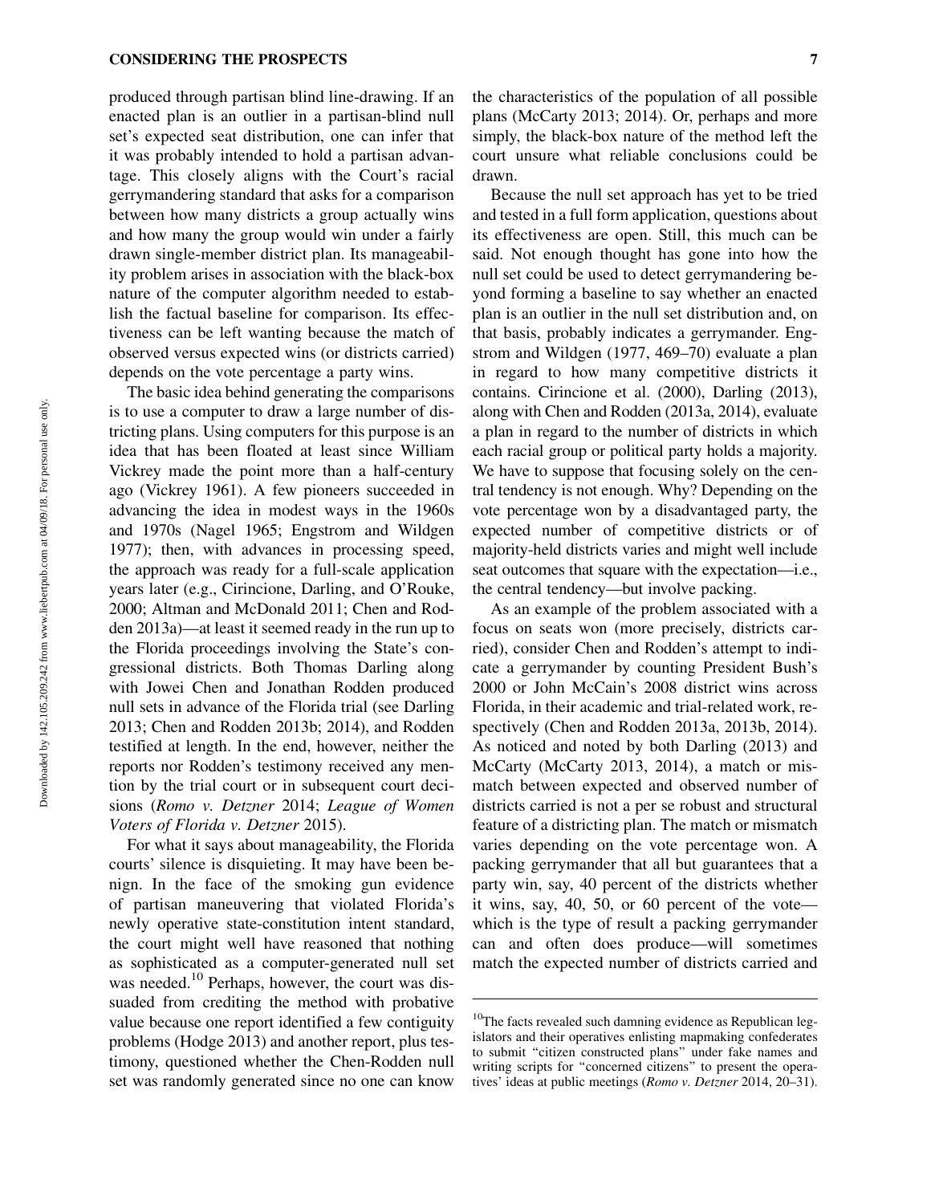produced through partisan blind line-drawing. If an enacted plan is an outlier in a partisan-blind null set's expected seat distribution, one can infer that it was probably intended to hold a partisan advantage. This closely aligns with the Court's racial gerrymandering standard that asks for a comparison between how many districts a group actually wins and how many the group would win under a fairly drawn single-member district plan. Its manageability problem arises in association with the black-box nature of the computer algorithm needed to establish the factual baseline for comparison. Its effectiveness can be left wanting because the match of observed versus expected wins (or districts carried) depends on the vote percentage a party wins.

The basic idea behind generating the comparisons is to use a computer to draw a large number of districting plans. Using computers for this purpose is an idea that has been floated at least since William Vickrey made the point more than a half-century ago (Vickrey 1961). A few pioneers succeeded in advancing the idea in modest ways in the 1960s and 1970s (Nagel 1965; Engstrom and Wildgen 1977); then, with advances in processing speed, the approach was ready for a full-scale application years later (e.g., Cirincione, Darling, and O'Rouke, 2000; Altman and McDonald 2011; Chen and Rodden 2013a)—at least it seemed ready in the run up to the Florida proceedings involving the State's congressional districts. Both Thomas Darling along with Jowei Chen and Jonathan Rodden produced null sets in advance of the Florida trial (see Darling 2013; Chen and Rodden 2013b; 2014), and Rodden testified at length. In the end, however, neither the reports nor Rodden's testimony received any mention by the trial court or in subsequent court decisions (*Romo v. Detzner* 2014; *League of Women Voters of Florida v. Detzner* 2015).

For what it says about manageability, the Florida courts' silence is disquieting. It may have been benign. In the face of the smoking gun evidence of partisan maneuvering that violated Florida's newly operative state-constitution intent standard, the court might well have reasoned that nothing as sophisticated as a computer-generated null set was needed.[10] Perhaps, however, the court was dissuaded from crediting the method with probative value because one report identified a few contiguity problems (Hodge 2013) and another report, plus testimony, questioned whether the Chen-Rodden null set was randomly generated since no one can know the characteristics of the population of all possible plans (McCarty 2013; 2014). Or, perhaps and more simply, the black-box nature of the method left the court unsure what reliable conclusions could be drawn.

Because the null set approach has yet to be tried and tested in a full form application, questions about its effectiveness are open. Still, this much can be said. Not enough thought has gone into how the null set could be used to detect gerrymandering beyond forming a baseline to say whether an enacted plan is an outlier in the null set distribution and, on that basis, probably indicates a gerrymander. Engstrom and Wildgen (1977, 469–70) evaluate a plan in regard to how many competitive districts it contains. Cirincione et al. (2000), Darling (2013), along with Chen and Rodden (2013a, 2014), evaluate a plan in regard to the number of districts in which each racial group or political party holds a majority. We have to suppose that focusing solely on the central tendency is not enough. Why? Depending on the vote percentage won by a disadvantaged party, the expected number of competitive districts or of majority-held districts varies and might well include seat outcomes that square with the expectation—i.e., the central tendency—but involve packing.

As an example of the problem associated with a focus on seats won (more precisely, districts carried), consider Chen and Rodden's attempt to indicate a gerrymander by counting President Bush's 2000 or John McCain's 2008 district wins across Florida, in their academic and trial-related work, respectively (Chen and Rodden 2013a, 2013b, 2014). As noticed and noted by both Darling (2013) and McCarty (McCarty 2013, 2014), a match or mismatch between expected and observed number of districts carried is not a per se robust and structural feature of a districting plan. The match or mismatch varies depending on the vote percentage won. A packing gerrymander that all but guarantees that a party win, say, 40 percent of the districts whether it wins, say, 40, 50, or 60 percent of the vote—which is the type of result a packing gerrymander can and often does produce—will sometimes match the expected number of districts carried and

[10] The facts revealed such damning evidence as Republican legislators and their operatives enlisting mapmaking confederates to submit "citizen constructed plans" under fake names and writing scripts for "concerned citizens" to present the operatives' ideas at public meetings (*Romo v. Detzner* 2014, 20–31).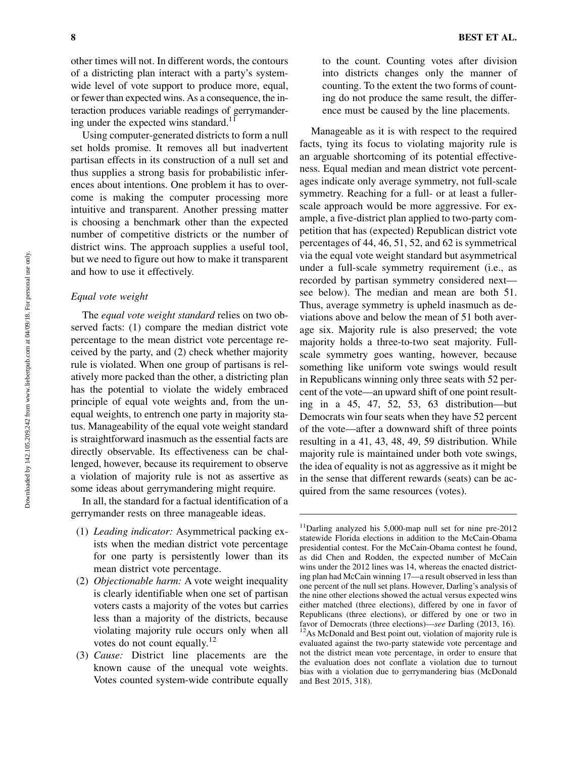other times will not. In different words, the contours of a districting plan interact with a party's system-wide level of vote support to produce more, equal, or fewer than expected wins. As a consequence, the interaction produces variable readings of gerrymandering under the expected wins standard.[11]

Using computer-generated districts to form a null set holds promise. It removes all but inadvertent partisan effects in its construction of a null set and thus supplies a strong basis for probabilistic inferences about intentions. One problem it has to overcome is making the computer processing more intuitive and transparent. Another pressing matter is choosing a benchmark other than the expected number of competitive districts or the number of district wins. The approach supplies a useful tool, but we need to figure out how to make it transparent and how to use it effectively.

### *Equal vote weight*

The *equal vote weight standard* relies on two observed facts: (1) compare the median district vote percentage to the mean district vote percentage received by the party, and (2) check whether majority rule is violated. When one group of partisans is relatively more packed than the other, a districting plan has the potential to violate the widely embraced principle of equal vote weights and, from the unequal weights, to entrench one party in majority status. Manageability of the equal vote weight standard is straightforward inasmuch as the essential facts are directly observable. Its effectiveness can be challenged, however, because its requirement to observe a violation of majority rule is not as assertive as some ideas about gerrymandering might require.

In all, the standard for a factual identification of a gerrymander rests on three manageable ideas.

(1) *Leading indicator:* Asymmetrical packing exists when the median district vote percentage for one party is persistently lower than its mean district vote percentage.
(2) *Objectionable harm:* A vote weight inequality is clearly identifiable when one set of partisan voters casts a majority of the votes but carries less than a majority of the districts, because violating majority rule occurs only when all votes do not count equally.[12]
(3) *Cause:* District line placements are the known cause of the unequal vote weights. Votes counted system-wide contribute equally to the count. Counting votes after division into districts changes only the manner of counting. To the extent the two forms of counting do not produce the same result, the difference must be caused by the line placements.

Manageable as it is with respect to the required facts, tying its focus to violating majority rule is an arguable shortcoming of its potential effectiveness. Equal median and mean district vote percentages indicate only average symmetry, not full-scale symmetry. Reaching for a full- or at least a fuller-scale approach would be more aggressive. For example, a five-district plan applied to two-party competition that has (expected) Republican district vote percentages of 44, 46, 51, 52, and 62 is symmetrical via the equal vote weight standard but asymmetrical under a full-scale symmetry requirement (i.e., as recorded by partisan symmetry considered next—see below). The median and mean are both 51. Thus, average symmetry is upheld inasmuch as deviations above and below the mean of 51 both average six. Majority rule is also preserved; the vote majority holds a three-to-two seat majority. Full-scale symmetry goes wanting, however, because something like uniform vote swings would result in Republicans winning only three seats with 52 percent of the vote—an upward shift of one point resulting in a 45, 47, 52, 53, 63 distribution—but Democrats win four seats when they have 52 percent of the vote—after a downward shift of three points resulting in a 41, 43, 48, 49, 59 distribution. While majority rule is maintained under both vote swings, the idea of equality is not as aggressive as it might be in the sense that different rewards (seats) can be acquired from the same resources (votes).

---

[11]Darling analyzed his 5,000-map null set for nine pre-2012 statewide Florida elections in addition to the McCain-Obama presidential contest. For the McCain-Obama contest he found, as did Chen and Rodden, the expected number of McCain wins under the 2012 lines was 14, whereas the enacted districting plan had McCain winning 17—a result observed in less than one percent of the null set plans. However, Darling's analysis of the nine other elections showed the actual versus expected wins either matched (three elections), differed by one in favor of Republicans (three elections), or differed by one or two in favor of Democrats (three elections)—*see* Darling (2013, 16).

[12]As McDonald and Best point out, violation of majority rule is evaluated against the two-party statewide vote percentage and not the district mean vote percentage, in order to ensure that the evaluation does not conflate a violation due to turnout bias with a violation due to gerrymandering bias (McDonald and Best 2015, 318).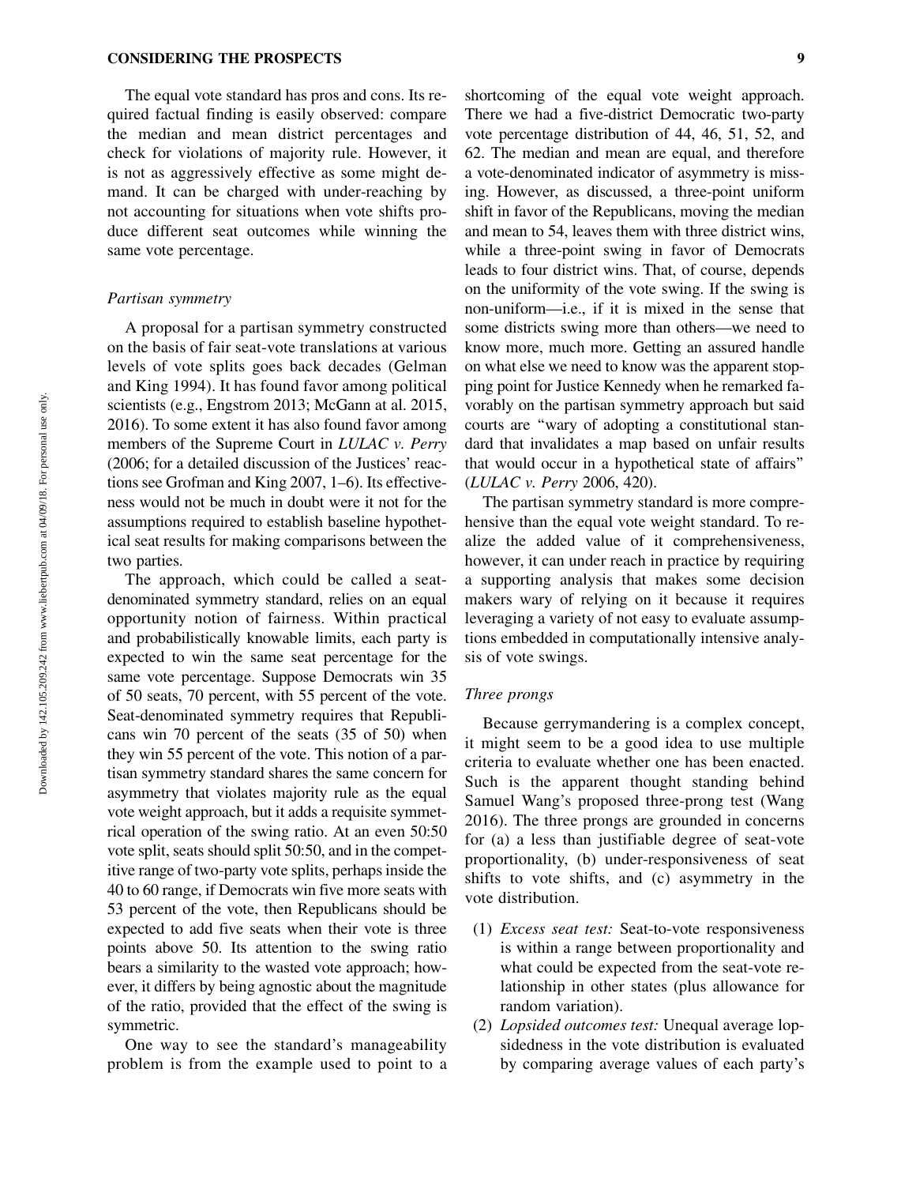The equal vote standard has pros and cons. Its required factual finding is easily observed: compare the median and mean district percentages and check for violations of majority rule. However, it is not as aggressively effective as some might demand. It can be charged with under-reaching by not accounting for situations when vote shifts produce different seat outcomes while winning the same vote percentage.

### *Partisan symmetry*

A proposal for a partisan symmetry constructed on the basis of fair seat-vote translations at various levels of vote splits goes back decades (Gelman and King 1994). It has found favor among political scientists (e.g., Engstrom 2013; McGann at al. 2015, 2016). To some extent it has also found favor among members of the Supreme Court in *LULAC v. Perry* (2006; for a detailed discussion of the Justices' reactions see Grofman and King 2007, 1–6). Its effectiveness would not be much in doubt were it not for the assumptions required to establish baseline hypothetical seat results for making comparisons between the two parties.

The approach, which could be called a seat-denominated symmetry standard, relies on an equal opportunity notion of fairness. Within practical and probabilistically knowable limits, each party is expected to win the same seat percentage for the same vote percentage. Suppose Democrats win 35 of 50 seats, 70 percent, with 55 percent of the vote. Seat-denominated symmetry requires that Republicans win 70 percent of the seats (35 of 50) when they win 55 percent of the vote. This notion of a partisan symmetry standard shares the same concern for asymmetry that violates majority rule as the equal vote weight approach, but it adds a requisite symmetrical operation of the swing ratio. At an even 50:50 vote split, seats should split 50:50, and in the competitive range of two-party vote splits, perhaps inside the 40 to 60 range, if Democrats win five more seats with 53 percent of the vote, then Republicans should be expected to add five seats when their vote is three points above 50. Its attention to the swing ratio bears a similarity to the wasted vote approach; however, it differs by being agnostic about the magnitude of the ratio, provided that the effect of the swing is symmetric.

One way to see the standard's manageability problem is from the example used to point to a shortcoming of the equal vote weight approach. There we had a five-district Democratic two-party vote percentage distribution of 44, 46, 51, 52, and 62. The median and mean are equal, and therefore a vote-denominated indicator of asymmetry is missing. However, as discussed, a three-point uniform shift in favor of the Republicans, moving the median and mean to 54, leaves them with three district wins, while a three-point swing in favor of Democrats leads to four district wins. That, of course, depends on the uniformity of the vote swing. If the swing is non-uniform—i.e., if it is mixed in the sense that some districts swing more than others—we need to know more, much more. Getting an assured handle on what else we need to know was the apparent stopping point for Justice Kennedy when he remarked favorably on the partisan symmetry approach but said courts are "wary of adopting a constitutional standard that invalidates a map based on unfair results that would occur in a hypothetical state of affairs" (*LULAC v. Perry* 2006, 420).

The partisan symmetry standard is more comprehensive than the equal vote weight standard. To realize the added value of it comprehensiveness, however, it can under reach in practice by requiring a supporting analysis that makes some decision makers wary of relying on it because it requires leveraging a variety of not easy to evaluate assumptions embedded in computationally intensive analysis of vote swings.

### *Three prongs*

Because gerrymandering is a complex concept, it might seem to be a good idea to use multiple criteria to evaluate whether one has been enacted. Such is the apparent thought standing behind Samuel Wang's proposed three-prong test (Wang 2016). The three prongs are grounded in concerns for (a) a less than justifiable degree of seat-vote proportionality, (b) under-responsiveness of seat shifts to vote shifts, and (c) asymmetry in the vote distribution.

(1) *Excess seat test:* Seat-to-vote responsiveness is within a range between proportionality and what could be expected from the seat-vote relationship in other states (plus allowance for random variation).
(2) *Lopsided outcomes test:* Unequal average lopsidedness in the vote distribution is evaluated by comparing average values of each party's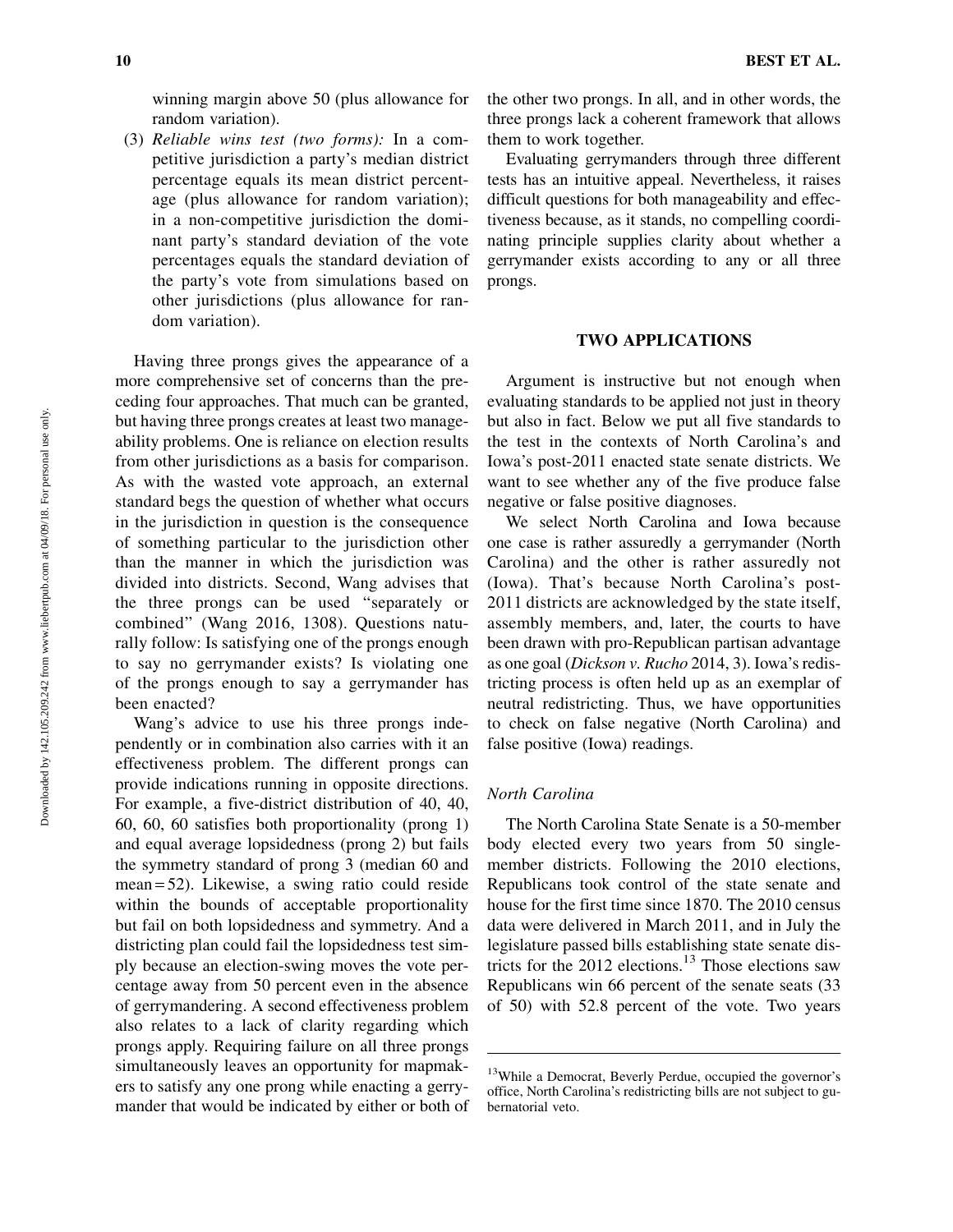winning margin above 50 (plus allowance for random variation).

(3) *Reliable wins test (two forms):* In a competitive jurisdiction a party's median district percentage equals its mean district percentage (plus allowance for random variation); in a non-competitive jurisdiction the dominant party's standard deviation of the vote percentages equals the standard deviation of the party's vote from simulations based on other jurisdictions (plus allowance for random variation).

Having three prongs gives the appearance of a more comprehensive set of concerns than the preceding four approaches. That much can be granted, but having three prongs creates at least two manageability problems. One is reliance on election results from other jurisdictions as a basis for comparison. As with the wasted vote approach, an external standard begs the question of whether what occurs in the jurisdiction in question is the consequence of something particular to the jurisdiction other than the manner in which the jurisdiction was divided into districts. Second, Wang advises that the three prongs can be used "separately or combined" (Wang 2016, 1308). Questions naturally follow: Is satisfying one of the prongs enough to say no gerrymander exists? Is violating one of the prongs enough to say a gerrymander has been enacted?

Wang's advice to use his three prongs independently or in combination also carries with it an effectiveness problem. The different prongs can provide indications running in opposite directions. For example, a five-district distribution of 40, 40, 60, 60, 60 satisfies both proportionality (prong 1) and equal average lopsidedness (prong 2) but fails the symmetry standard of prong 3 (median 60 and mean = 52). Likewise, a swing ratio could reside within the bounds of acceptable proportionality but fail on both lopsidedness and symmetry. And a districting plan could fail the lopsidedness test simply because an election-swing moves the vote percentage away from 50 percent even in the absence of gerrymandering. A second effectiveness problem also relates to a lack of clarity regarding which prongs apply. Requiring failure on all three prongs simultaneously leaves an opportunity for mapmakers to satisfy any one prong while enacting a gerrymander that would be indicated by either or both of the other two prongs. In all, and in other words, the three prongs lack a coherent framework that allows them to work together.

Evaluating gerrymanders through three different tests has an intuitive appeal. Nevertheless, it raises difficult questions for both manageability and effectiveness because, as it stands, no compelling coordinating principle supplies clarity about whether a gerrymander exists according to any or all three prongs.

## TWO APPLICATIONS

Argument is instructive but not enough when evaluating standards to be applied not just in theory but also in fact. Below we put all five standards to the test in the contexts of North Carolina's and Iowa's post-2011 enacted state senate districts. We want to see whether any of the five produce false negative or false positive diagnoses.

We select North Carolina and Iowa because one case is rather assuredly a gerrymander (North Carolina) and the other is rather assuredly not (Iowa). That's because North Carolina's post-2011 districts are acknowledged by the state itself, assembly members, and, later, the courts to have been drawn with pro-Republican partisan advantage as one goal (*Dickson v. Rucho* 2014, 3). Iowa's redistricting process is often held up as an exemplar of neutral redistricting. Thus, we have opportunities to check on false negative (North Carolina) and false positive (Iowa) readings.

### *North Carolina*

The North Carolina State Senate is a 50-member body elected every two years from 50 single-member districts. Following the 2010 elections, Republicans took control of the state senate and house for the first time since 1870. The 2010 census data were delivered in March 2011, and in July the legislature passed bills establishing state senate districts for the 2012 elections.[13] Those elections saw Republicans win 66 percent of the senate seats (33 of 50) with 52.8 percent of the vote. Two years

[13] While a Democrat, Beverly Perdue, occupied the governor's office, North Carolina's redistricting bills are not subject to gubernatorial veto.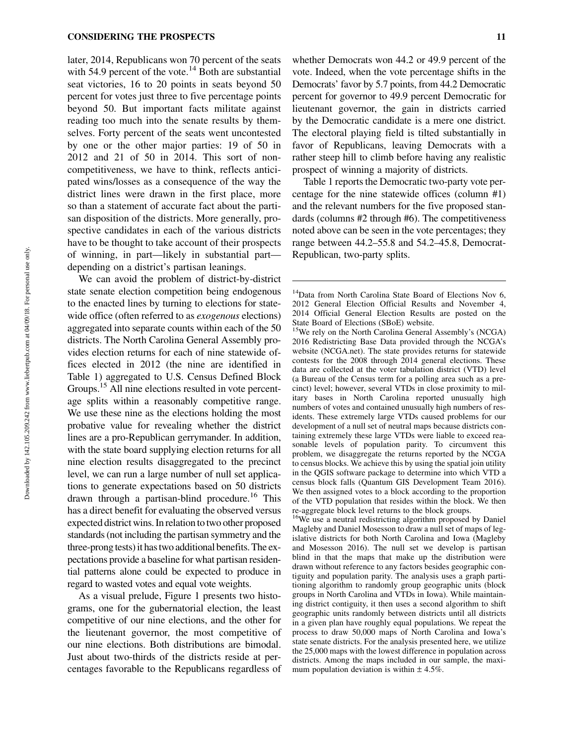later, 2014, Republicans won 70 percent of the seats with 54.9 percent of the vote.[14] Both are substantial seat victories, 16 to 20 points in seats beyond 50 percent for votes just three to five percentage points beyond 50. But important facts militate against reading too much into the senate results by themselves. Forty percent of the seats went uncontested by one or the other major parties: 19 of 50 in 2012 and 21 of 50 in 2014. This sort of non-competitiveness, we have to think, reflects anticipated wins/losses as a consequence of the way the district lines were drawn in the first place, more so than a statement of accurate fact about the partisan disposition of the districts. More generally, prospective candidates in each of the various districts have to be thought to take account of their prospects of winning, in part—likely in substantial part—depending on a district's partisan leanings.

We can avoid the problem of district-by-district state senate election competition being endogenous to the enacted lines by turning to elections for statewide office (often referred to as *exogenous* elections) aggregated into separate counts within each of the 50 districts. The North Carolina General Assembly provides election returns for each of nine statewide offices elected in 2012 (the nine are identified in Table 1) aggregated to U.S. Census Defined Block Groups.[15] All nine elections resulted in vote percentage splits within a reasonably competitive range. We use these nine as the elections holding the most probative value for revealing whether the district lines are a pro-Republican gerrymander. In addition, with the state board supplying election returns for all nine election results disaggregated to the precinct level, we can run a large number of null set applications to generate expectations based on 50 districts drawn through a partisan-blind procedure.[16] This has a direct benefit for evaluating the observed versus expected district wins. In relation to two other proposed standards (not including the partisan symmetry and the three-prong tests) it has two additional benefits. The expectations provide a baseline for what partisan residential patterns alone could be expected to produce in regard to wasted votes and equal vote weights.

As a visual prelude, Figure 1 presents two histograms, one for the gubernatorial election, the least competitive of our nine elections, and the other for the lieutenant governor, the most competitive of our nine elections. Both distributions are bimodal. Just about two-thirds of the districts reside at percentages favorable to the Republicans regardless of whether Democrats won 44.2 or 49.9 percent of the vote. Indeed, when the vote percentage shifts in the Democrats' favor by 5.7 points, from 44.2 Democratic percent for governor to 49.9 percent Democratic for lieutenant governor, the gain in districts carried by the Democratic candidate is a mere one district. The electoral playing field is tilted substantially in favor of Republicans, leaving Democrats with a rather steep hill to climb before having any realistic prospect of winning a majority of districts.

Table 1 reports the Democratic two-party vote percentage for the nine statewide offices (column #1) and the relevant numbers for the five proposed standards (columns #2 through #6). The competitiveness noted above can be seen in the vote percentages; they range between 44.2–55.8 and 54.2–45.8, Democrat-Republican, two-party splits.

---

[14]Data from North Carolina State Board of Elections Nov 6, 2012 General Election Official Results and November 4, 2014 Official General Election Results are posted on the State Board of Elections (SBoE) website.

[15]We rely on the North Carolina General Assembly's (NCGA) 2016 Redistricting Base Data provided through the NCGA's website (NCGA.net). The state provides returns for statewide contests for the 2008 through 2014 general elections. These data are collected at the voter tabulation district (VTD) level (a Bureau of the Census term for a polling area such as a precinct) level; however, several VTDs in close proximity to military bases in North Carolina reported unusually high numbers of votes and contained unusually high numbers of residents. These extremely large VTDs caused problems for our development of a null set of neutral maps because districts containing extremely these large VTDs were liable to exceed reasonable levels of population parity. To circumvent this problem, we disaggregate the returns reported by the NCGA to census blocks. We achieve this by using the spatial join utility in the QGIS software package to determine into which VTD a census block falls (Quantum GIS Development Team 2016). We then assigned votes to a block according to the proportion of the VTD population that resides within the block. We then re-aggregate block level returns to the block groups.

[16]We use a neutral redistricting algorithm proposed by Daniel Magleby and Daniel Mosesson to draw a null set of maps of legislative districts for both North Carolina and Iowa (Magleby and Mosesson 2016). The null set we develop is partisan blind in that the maps that make up the distribution were drawn without reference to any factors besides geographic contiguity and population parity. The analysis uses a graph partitioning algorithm to randomly group geographic units (block groups in North Carolina and VTDs in Iowa). While maintaining district contiguity, it then uses a second algorithm to shift geographic units randomly between districts until all districts in a given plan have roughly equal populations. We repeat the process to draw 50,000 maps of North Carolina and Iowa's state senate districts. For the analysis presented here, we utilize the 25,000 maps with the lowest difference in population across districts. Among the maps included in our sample, the maximum population deviation is within ± 4.5%.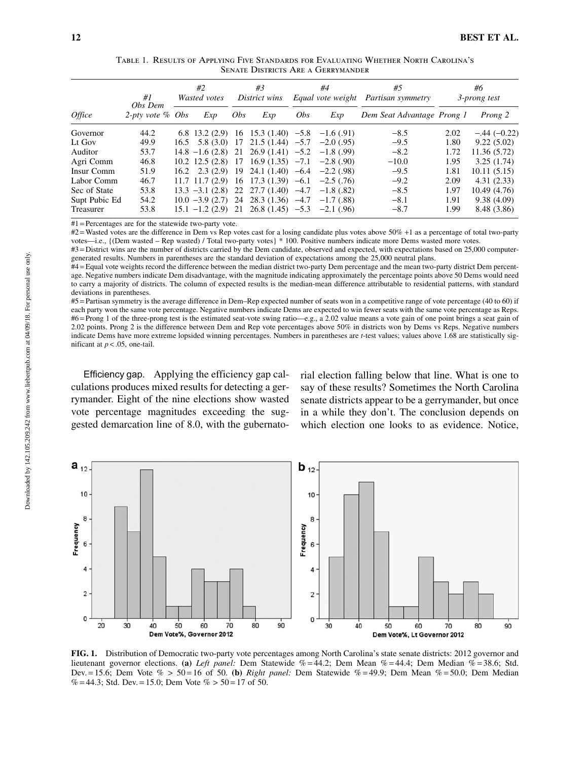Table 1. Results of Applying Five Standards for Evaluating Whether North Carolina's Senate Districts Are a Gerrymander

| Office | #1 Obs Dem 2-pty vote % | #2 Wasted votes | | #3 District wins | | #4 Equal vote weight | | #5 Partisan symmetry | #6 3-prong test | |
|---|---|---|---|---|---|---|---|---|---|---|
| | | Obs | Exp | Obs | Exp | Obs | Exp | Dem Seat Advantage | Prong 1 | Prong 2 |
| Governor | 44.2 | 6.8 | 13.2 (2.9) | 16 | 15.3 (1.40) | −5.8 | −1.6 (.91) | −8.5 | 2.02 | −.44 (−0.22) |
| Lt Gov | 49.9 | 16.5 | 5.8 (3.0) | 17 | 21.5 (1.44) | −5.7 | −2.0 (.95) | −9.5 | 1.80 | 9.22 (5.02) |
| Auditor | 53.7 | 14.8 | −1.6 (2.8) | 21 | 26.9 (1.41) | −5.2 | −1.8 (.99) | −8.2 | 1.72 | 11.36 (5.72) |
| Agri Comm | 46.8 | 10.2 | 12.5 (2.8) | 17 | 16.9 (1.35) | −7.1 | −2.8 (.90) | −10.0 | 1.95 | 3.25 (1.74) |
| Insur Comm | 51.9 | 16.2 | 2.3 (2.9) | 19 | 24.1 (1.40) | −6.4 | −2.2 (.98) | −9.5 | 1.81 | 10.11 (5.15) |
| Labor Comm | 46.7 | 11.7 | 11.7 (2.9) | 16 | 17.3 (1.39) | −6.1 | −2.5 (.76) | −9.2 | 2.09 | 4.31 (2.33) |
| Sec of State | 53.8 | 13.3 | −3.1 (2.8) | 22 | 27.7 (1.40) | −4.7 | −1.8 (.82) | −8.5 | 1.97 | 10.49 (4.76) |
| Supt Pubic Ed | 54.2 | 10.0 | −3.9 (2.7) | 24 | 28.3 (1.36) | −4.7 | −1.7 (.88) | −8.1 | 1.91 | 9.38 (4.09) |
| Treasurer | 53.8 | 15.1 | −1.2 (2.9) | 21 | 26.8 (1.45) | −5.3 | −2.1 (.96) | −8.7 | 1.99 | 8.48 (3.86) |

#1 = Percentages are for the statewide two-party vote.
#2 = Wasted votes are the difference in Dem vs Rep votes cast for a losing candidate plus votes above 50% +1 as a percentage of total two-party votes—i.e., {(Dem wasted – Rep wasted) / Total two-party votes} * 100. Positive numbers indicate more Dems wasted more votes.
#3 = District wins are the number of districts carried by the Dem candidate, observed and expected, with expectations based on 25,000 computer-generated results. Numbers in parentheses are the standard deviation of expectations among the 25,000 neutral plans.
#4 = Equal vote weights record the difference between the median district two-party Dem percentage and the mean two-party district Dem percentage. Negative numbers indicate Dem disadvantage, with the magnitude indicating approximately the percentage points above 50 Dems would need to carry a majority of districts. The column of expected results is the median-mean difference attributable to residential patterns, with standard deviations in parentheses.
#5 = Partisan symmetry is the average difference in Dem–Rep expected number of seats won in a competitive range of vote percentage (40 to 60) if each party won the same vote percentage. Negative numbers indicate Dems are expected to win fewer seats with the same vote percentage as Reps.
#6 = Prong 1 of the three-prong test is the estimated seat-vote swing ratio—e.g., a 2.02 value means a vote gain of one point brings a seat gain of 2.02 points. Prong 2 is the difference between Dem and Rep vote percentages above 50% in districts won by Dems vs Reps. Negative numbers indicate Dems have more extreme lopsided winning percentages. Numbers in parentheses are *t*-test values; values above 1.68 are statistically significant at $p < .05$, one-tail.

Efficiency gap. Applying the efficiency gap calculations produces mixed results for detecting a gerrymander. Eight of the nine elections show wasted vote percentage magnitudes exceeding the suggested demarcation line of 8.0, with the gubernatorial election falling below that line. What is one to say of these results? Sometimes the North Carolina senate districts appear to be a gerrymander, but once in a while they don't. The conclusion depends on which election one looks to as evidence. Notice,

**FIG. 1.** Distribution of Democratic two-party vote percentages among North Carolina's state senate districts: 2012 governor and lieutenant governor elections. **(a)** *Left panel:* Dem Statewide % = 44.2; Dem Mean % = 44.4; Dem Median % = 38.6; Std. Dev. = 15.6; Dem Vote % > 50 = 16 of 50. **(b)** *Right panel:* Dem Statewide % = 49.9; Dem Mean % = 50.0; Dem Median % = 44.3; Std. Dev. = 15.0; Dem Vote % > 50 = 17 of 50.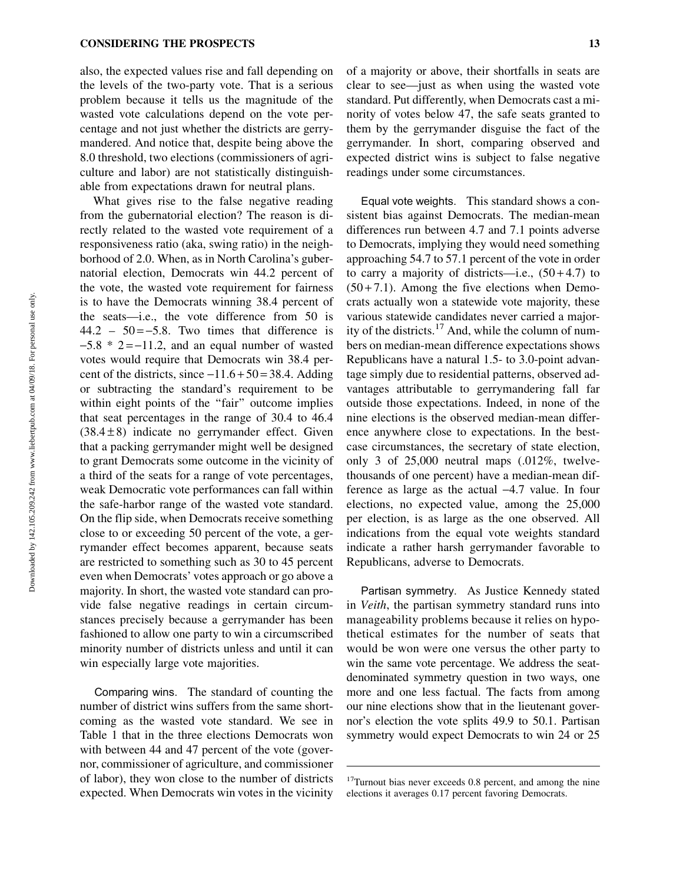also, the expected values rise and fall depending on the levels of the two-party vote. That is a serious problem because it tells us the magnitude of the wasted vote calculations depend on the vote percentage and not just whether the districts are gerrymandered. And notice that, despite being above the 8.0 threshold, two elections (commissioners of agriculture and labor) are not statistically distinguishable from expectations drawn for neutral plans.

What gives rise to the false negative reading from the gubernatorial election? The reason is directly related to the wasted vote requirement of a responsiveness ratio (aka, swing ratio) in the neighborhood of 2.0. When, as in North Carolina's gubernatorial election, Democrats win 44.2 percent of the vote, the wasted vote requirement for fairness is to have the Democrats winning 38.4 percent of the seats—i.e., the vote difference from 50 is $44.2 - 50 = -5.8$. Two times that difference is $-5.8 * 2 = -11.2$, and an equal number of wasted votes would require that Democrats win 38.4 percent of the districts, since $-11.6 + 50 = 38.4$. Adding or subtracting the standard's requirement to be within eight points of the "fair" outcome implies that seat percentages in the range of 30.4 to 46.4 ($38.4 \pm 8$) indicate no gerrymander effect. Given that a packing gerrymander might well be designed to grant Democrats some outcome in the vicinity of a third of the seats for a range of vote percentages, weak Democratic vote performances can fall within the safe-harbor range of the wasted vote standard. On the flip side, when Democrats receive something close to or exceeding 50 percent of the vote, a gerrymander effect becomes apparent, because seats are restricted to something such as 30 to 45 percent even when Democrats' votes approach or go above a majority. In short, the wasted vote standard can provide false negative readings in certain circumstances precisely because a gerrymander has been fashioned to allow one party to win a circumscribed minority number of districts unless and until it can win especially large vote majorities.

Comparing wins. The standard of counting the number of district wins suffers from the same shortcoming as the wasted vote standard. We see in Table 1 that in the three elections Democrats won with between 44 and 47 percent of the vote (governor, commissioner of agriculture, and commissioner of labor), they won close to the number of districts expected. When Democrats win votes in the vicinity of a majority or above, their shortfalls in seats are clear to see—just as when using the wasted vote standard. Put differently, when Democrats cast a minority of votes below 47, the safe seats granted to them by the gerrymander disguise the fact of the gerrymander. In short, comparing observed and expected district wins is subject to false negative readings under some circumstances.

Equal vote weights. This standard shows a consistent bias against Democrats. The median-mean differences run between 4.7 and 7.1 points adverse to Democrats, implying they would need something approaching 54.7 to 57.1 percent of the vote in order to carry a majority of districts—i.e., $(50 + 4.7)$ to $(50 + 7.1)$. Among the five elections when Democrats actually won a statewide vote majority, these various statewide candidates never carried a majority of the districts.[17] And, while the column of numbers on median-mean difference expectations shows Republicans have a natural 1.5- to 3.0-point advantage simply due to residential patterns, observed advantages attributable to gerrymandering fall far outside those expectations. Indeed, in none of the nine elections is the observed median-mean difference anywhere close to expectations. In the best-case circumstances, the secretary of state election, only 3 of 25,000 neutral maps (.012%, twelve-thousands of one percent) have a median-mean difference as large as the actual $-4.7$ value. In four elections, no expected value, among the 25,000 per election, is as large as the one observed. All indications from the equal vote weights standard indicate a rather harsh gerrymander favorable to Republicans, adverse to Democrats.

Partisan symmetry. As Justice Kennedy stated in *Veith*, the partisan symmetry standard runs into manageability problems because it relies on hypothetical estimates for the number of seats that would be won were one versus the other party to win the same vote percentage. We address the seat-denominated symmetry question in two ways, one more and one less factual. The facts from among our nine elections show that in the lieutenant governor's election the vote splits 49.9 to 50.1. Partisan symmetry would expect Democrats to win 24 or 25

[17] Turnout bias never exceeds 0.8 percent, and among the nine elections it averages 0.17 percent favoring Democrats.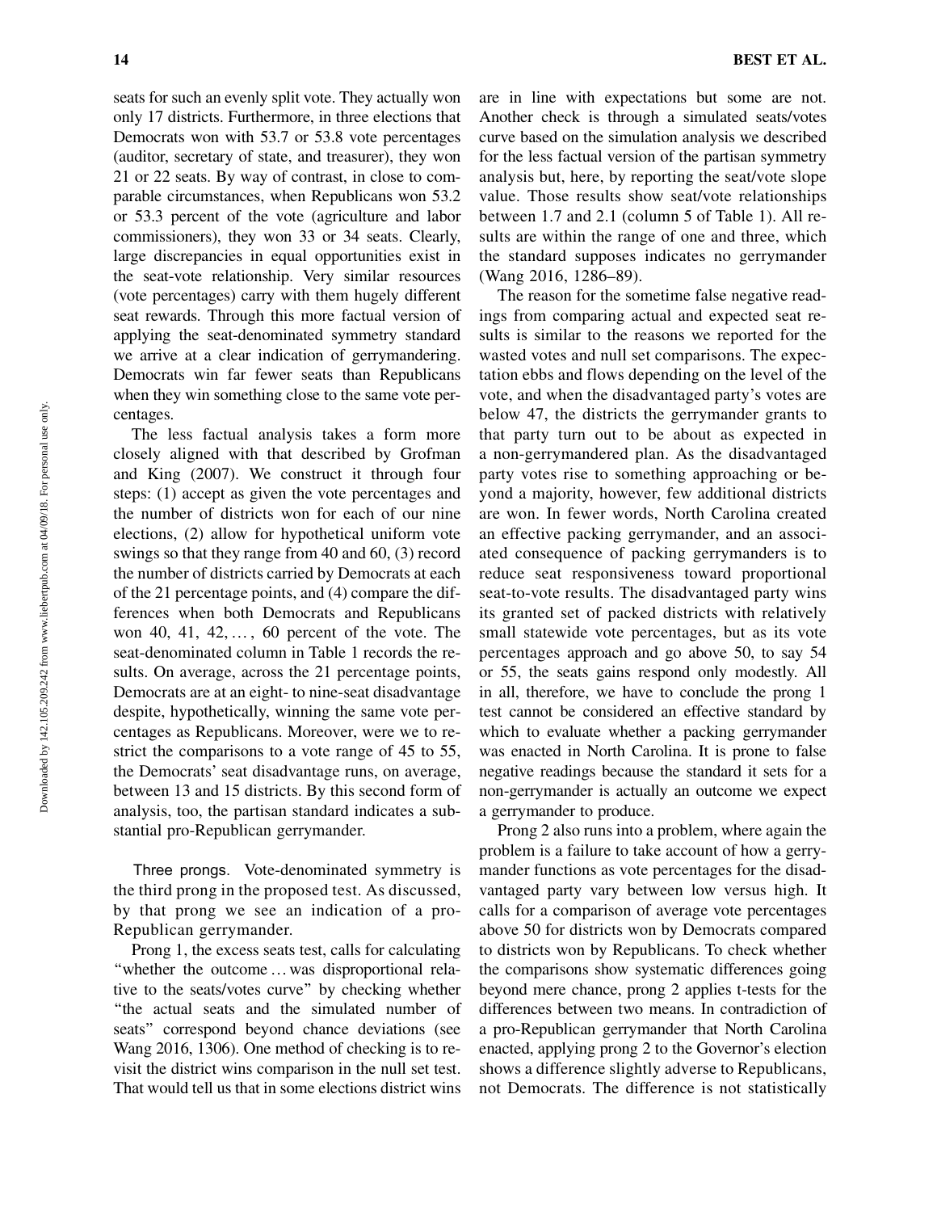seats for such an evenly split vote. They actually won only 17 districts. Furthermore, in three elections that Democrats won with 53.7 or 53.8 vote percentages (auditor, secretary of state, and treasurer), they won 21 or 22 seats. By way of contrast, in close to comparable circumstances, when Republicans won 53.2 or 53.3 percent of the vote (agriculture and labor commissioners), they won 33 or 34 seats. Clearly, large discrepancies in equal opportunities exist in the seat-vote relationship. Very similar resources (vote percentages) carry with them hugely different seat rewards. Through this more factual version of applying the seat-denominated symmetry standard we arrive at a clear indication of gerrymandering. Democrats win far fewer seats than Republicans when they win something close to the same vote percentages.

The less factual analysis takes a form more closely aligned with that described by Grofman and King (2007). We construct it through four steps: (1) accept as given the vote percentages and the number of districts won for each of our nine elections, (2) allow for hypothetical uniform vote swings so that they range from 40 and 60, (3) record the number of districts carried by Democrats at each of the 21 percentage points, and (4) compare the differences when both Democrats and Republicans won 40, 41, 42, … , 60 percent of the vote. The seat-denominated column in Table 1 records the results. On average, across the 21 percentage points, Democrats are at an eight- to nine-seat disadvantage despite, hypothetically, winning the same vote percentages as Republicans. Moreover, were we to restrict the comparisons to a vote range of 45 to 55, the Democrats' seat disadvantage runs, on average, between 13 and 15 districts. By this second form of analysis, too, the partisan standard indicates a substantial pro-Republican gerrymander.

*Three prongs*. Vote-denominated symmetry is the third prong in the proposed test. As discussed, by that prong we see an indication of a pro-Republican gerrymander.

Prong 1, the excess seats test, calls for calculating "whether the outcome … was disproportional relative to the seats/votes curve" by checking whether "the actual seats and the simulated number of seats" correspond beyond chance deviations (see Wang 2016, 1306). One method of checking is to revisit the district wins comparison in the null set test. That would tell us that in some elections district wins are in line with expectations but some are not. Another check is through a simulated seats/votes curve based on the simulation analysis we described for the less factual version of the partisan symmetry analysis but, here, by reporting the seat/vote slope value. Those results show seat/vote relationships between 1.7 and 2.1 (column 5 of Table 1). All results are within the range of one and three, which the standard supposes indicates no gerrymander (Wang 2016, 1286–89).

The reason for the sometime false negative readings from comparing actual and expected seat results is similar to the reasons we reported for the wasted votes and null set comparisons. The expectation ebbs and flows depending on the level of the vote, and when the disadvantaged party's votes are below 47, the districts the gerrymander grants to that party turn out to be about as expected in a non-gerrymandered plan. As the disadvantaged party votes rise to something approaching or beyond a majority, however, few additional districts are won. In fewer words, North Carolina created an effective packing gerrymander, and an associated consequence of packing gerrymanders is to reduce seat responsiveness toward proportional seat-to-vote results. The disadvantaged party wins its granted set of packed districts with relatively small statewide vote percentages, but as its vote percentages approach and go above 50, to say 54 or 55, the seats gains respond only modestly. All in all, therefore, we have to conclude the prong 1 test cannot be considered an effective standard by which to evaluate whether a packing gerrymander was enacted in North Carolina. It is prone to false negative readings because the standard it sets for a non-gerrymander is actually an outcome we expect a gerrymander to produce.

Prong 2 also runs into a problem, where again the problem is a failure to take account of how a gerrymander functions as vote percentages for the disadvantaged party vary between low versus high. It calls for a comparison of average vote percentages above 50 for districts won by Democrats compared to districts won by Republicans. To check whether the comparisons show systematic differences going beyond mere chance, prong 2 applies t-tests for the differences between two means. In contradiction of a pro-Republican gerrymander that North Carolina enacted, applying prong 2 to the Governor's election shows a difference slightly adverse to Republicans, not Democrats. The difference is not statistically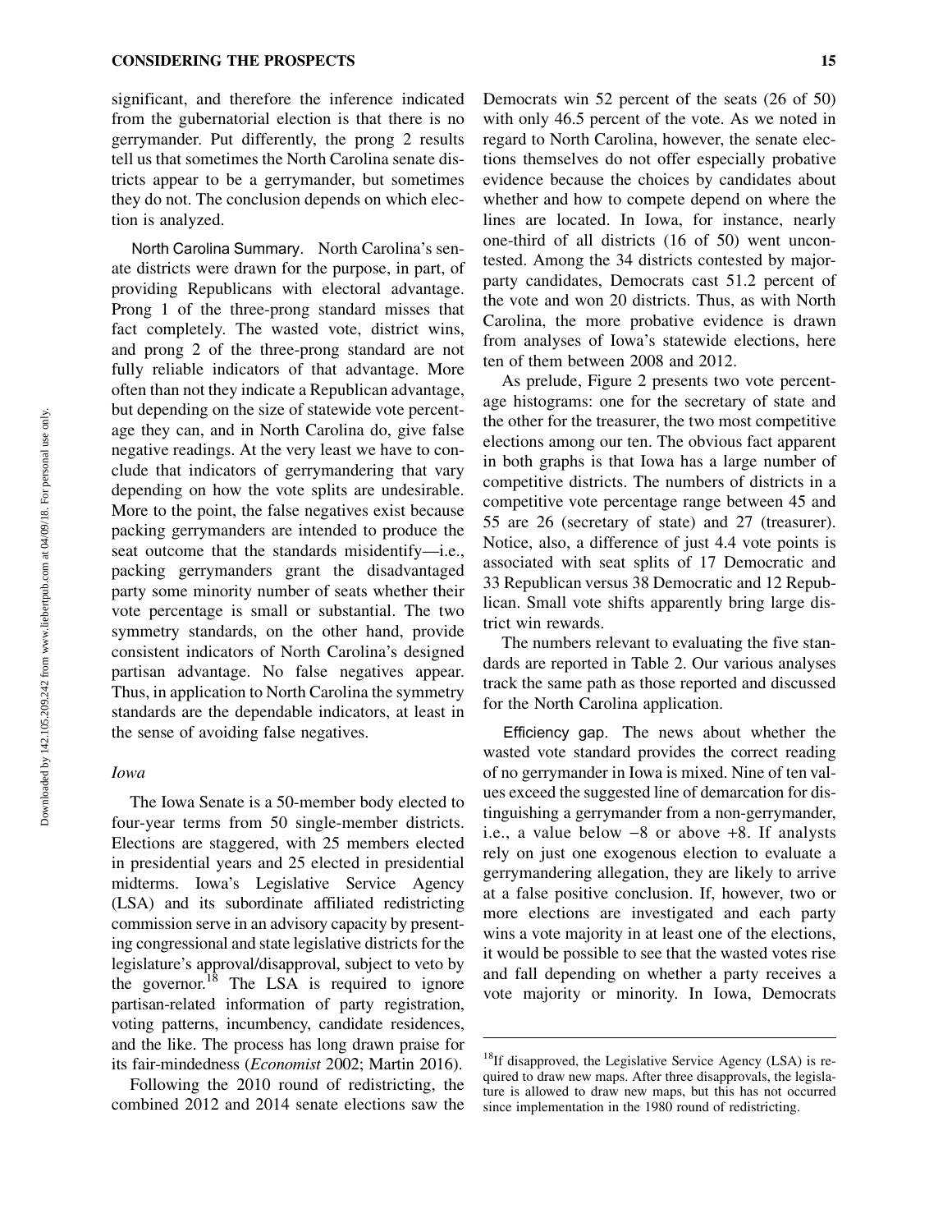significant, and therefore the inference indicated from the gubernatorial election is that there is no gerrymander. Put differently, the prong 2 results tell us that sometimes the North Carolina senate districts appear to be a gerrymander, but sometimes they do not. The conclusion depends on which election is analyzed.

North Carolina Summary. North Carolina's senate districts were drawn for the purpose, in part, of providing Republicans with electoral advantage. Prong 1 of the three-prong standard misses that fact completely. The wasted vote, district wins, and prong 2 of the three-prong standard are not fully reliable indicators of that advantage. More often than not they indicate a Republican advantage, but depending on the size of statewide vote percentage they can, and in North Carolina do, give false negative readings. At the very least we have to conclude that indicators of gerrymandering that vary depending on how the vote splits are undesirable. More to the point, the false negatives exist because packing gerrymanders are intended to produce the seat outcome that the standards misidentify—i.e., packing gerrymanders grant the disadvantaged party some minority number of seats whether their vote percentage is small or substantial. The two symmetry standards, on the other hand, provide consistent indicators of North Carolina's designed partisan advantage. No false negatives appear. Thus, in application to North Carolina the symmetry standards are the dependable indicators, at least in the sense of avoiding false negatives.

### *Iowa*

The Iowa Senate is a 50-member body elected to four-year terms from 50 single-member districts. Elections are staggered, with 25 members elected in presidential years and 25 elected in presidential midterms. Iowa's Legislative Service Agency (LSA) and its subordinate affiliated redistricting commission serve in an advisory capacity by presenting congressional and state legislative districts for the legislature's approval/disapproval, subject to veto by the governor.[18] The LSA is required to ignore partisan-related information of party registration, voting patterns, incumbency, candidate residences, and the like. The process has long drawn praise for its fair-mindedness (*Economist* 2002; Martin 2016).

Following the 2010 round of redistricting, the combined 2012 and 2014 senate elections saw the Democrats win 52 percent of the seats (26 of 50) with only 46.5 percent of the vote. As we noted in regard to North Carolina, however, the senate elections themselves do not offer especially probative evidence because the choices by candidates about whether and how to compete depend on where the lines are located. In Iowa, for instance, nearly one-third of all districts (16 of 50) went uncontested. Among the 34 districts contested by major-party candidates, Democrats cast 51.2 percent of the vote and won 20 districts. Thus, as with North Carolina, the more probative evidence is drawn from analyses of Iowa's statewide elections, here ten of them between 2008 and 2012.

As prelude, Figure 2 presents two vote percentage histograms: one for the secretary of state and the other for the treasurer, the two most competitive elections among our ten. The obvious fact apparent in both graphs is that Iowa has a large number of competitive districts. The numbers of districts in a competitive vote percentage range between 45 and 55 are 26 (secretary of state) and 27 (treasurer). Notice, also, a difference of just 4.4 vote points is associated with seat splits of 17 Democratic and 33 Republican versus 38 Democratic and 12 Republican. Small vote shifts apparently bring large district win rewards.

The numbers relevant to evaluating the five standards are reported in Table 2. Our various analyses track the same path as those reported and discussed for the North Carolina application.

Efficiency gap. The news about whether the wasted vote standard provides the correct reading of no gerrymander in Iowa is mixed. Nine of ten values exceed the suggested line of demarcation for distinguishing a gerrymander from a non-gerrymander, i.e., a value below −8 or above +8. If analysts rely on just one exogenous election to evaluate a gerrymandering allegation, they are likely to arrive at a false positive conclusion. If, however, two or more elections are investigated and each party wins a vote majority in at least one of the elections, it would be possible to see that the wasted votes rise and fall depending on whether a party receives a vote majority or minority. In Iowa, Democrats

---

[18]If disapproved, the Legislative Service Agency (LSA) is required to draw new maps. After three disapprovals, the legislature is allowed to draw new maps, but this has not occurred since implementation in the 1980 round of redistricting.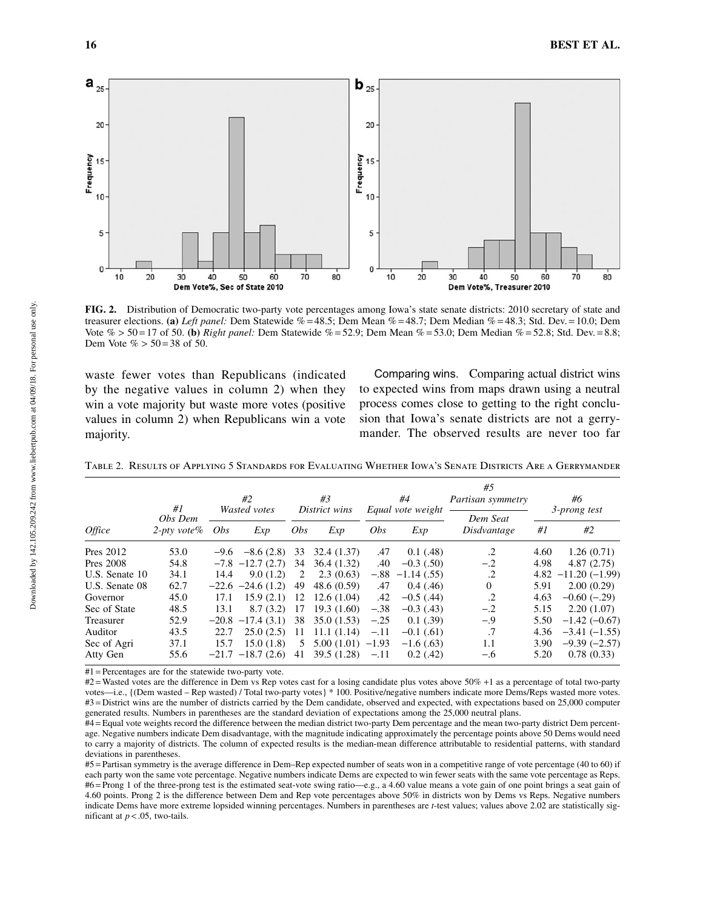**FIG. 2.** Distribution of Democratic two-party vote percentages among Iowa's state senate districts: 2010 secretary of state and treasurer elections. **(a)** *Left panel:* Dem Statewide % = 48.5; Dem Mean % = 48.7; Dem Median % = 48.3; Std. Dev. = 10.0; Dem Vote % > 50 = 17 of 50. **(b)** *Right panel:* Dem Statewide % = 52.9; Dem Mean % = 53.0; Dem Median % = 52.8; Std. Dev. = 8.8; Dem Vote % > 50 = 38 of 50.

waste fewer votes than Republicans (indicated by the negative values in column 2) when they win a vote majority but waste more votes (positive values in column 2) when Republicans win a vote majority.

Comparing wins. Comparing actual district wins to expected wins from maps drawn using a neutral process comes close to getting to the right conclusion that Iowa's senate districts are not a gerrymander. The observed results are never too far

Table 2. Results of Applying 5 Standards for Evaluating Whether Iowa's Senate Districts Are a Gerrymander

| | #1 | #2 Wasted votes | | #3 District wins | | #4 Equal vote weight | | #5 Partisan symmetry | #6 3-prong test | |
|---|---|---|---|---|---|---|---|---|---|---|
| *Office* | *Obs Dem 2-pty vote%* | *Obs* | *Exp* | *Obs* | *Exp* | *Obs* | *Exp* | *Dem Seat Disdvantage* | *#1* | *#2* |
| Pres 2012 | 53.0 | −9.6 | −8.6 (2.8) | 33 | 32.4 (1.37) | .47 | 0.1 (.48) | .2 | 4.60 | 1.26 (0.71) |
| Pres 2008 | 54.8 | −7.8 | −12.7 (2.7) | 34 | 36.4 (1.32) | .40 | −0.3 (.50) | −.2 | 4.98 | 4.87 (2.75) |
| U.S. Senate 10 | 34.1 | 14.4 | 9.0 (1.2) | 2 | 2.3 (0.63) | −.88 | −1.14 (.55) | .2 | 4.82 | −11.20 (−1.99) |
| U.S. Senate 08 | 62.7 | −22.6 | −24.6 (1.2) | 49 | 48.6 (0.59) | .47 | 0.4 (.46) | 0 | 5.91 | 2.00 (0.29) |
| Governor | 45.0 | 17.1 | 15.9 (2.1) | 12 | 12.6 (1.04) | .42 | −0.5 (.44) | .2 | 4.63 | −0.60 (−.29) |
| Sec of State | 48.5 | 13.1 | 8.7 (3.2) | 17 | 19.3 (1.60) | −.38 | −0.3 (.43) | −.2 | 5.15 | 2.20 (1.07) |
| Treasurer | 52.9 | −20.8 | −17.4 (3.1) | 38 | 35.0 (1.53) | −.25 | 0.1 (.39) | −.9 | 5.50 | −1.42 (−0.67) |
| Auditor | 43.5 | 22.7 | 25.0 (2.5) | 11 | 11.1 (1.14) | −.11 | −0.1 (.61) | .7 | 4.36 | −3.41 (−1.55) |
| Sec of Agri | 37.1 | 15.7 | 15.0 (1.8) | 5 | 5.00 (1.01) | −1.93 | −1.6 (.63) | 1.1 | 3.90 | −9.39 (−2.57) |
| Atty Gen | 55.6 | −21.7 | −18.7 (2.6) | 41 | 39.5 (1.28) | −.11 | 0.2 (.42) | −.6 | 5.20 | 0.78 (0.33) |

#1 = Percentages are for the statewide two-party vote.
#2 = Wasted votes are the difference in Dem vs Rep votes cast for a losing candidate plus votes above 50% +1 as a percentage of total two-party votes—i.e., {(Dem wasted – Rep wasted) / Total two-party votes} * 100. Positive/negative numbers indicate more Dems/Reps wasted more votes.
#3 = District wins are the number of districts carried by the Dem candidate, observed and expected, with expectations based on 25,000 computer generated results. Numbers in parentheses are the standard deviation of expectations among the 25,000 neutral plans.
#4 = Equal vote weights record the difference between the median district two-party Dem percentage and the mean two-party district Dem percentage. Negative numbers indicate Dem disadvantage, with the magnitude indicating approximately the percentage points above 50 Dems would need to carry a majority of districts. The column of expected results is the median-mean difference attributable to residential patterns, with standard deviations in parentheses.
#5 = Partisan symmetry is the average difference in Dem–Rep expected number of seats won in a competitive range of vote percentage (40 to 60) if each party won the same vote percentage. Negative numbers indicate Dems are expected to win fewer seats with the same vote percentage as Reps.
#6 = Prong 1 of the three-prong test is the estimated seat-vote swing ratio—e.g., a 4.60 value means a vote gain of one point brings a seat gain of 4.60 points. Prong 2 is the difference between Dem and Rep vote percentages above 50% in districts won by Dems vs Reps. Negative numbers indicate Dems have more extreme lopsided winning percentages. Numbers in parentheses are *t*-test values; values above 2.02 are statistically significant at $p < .05$, two-tails.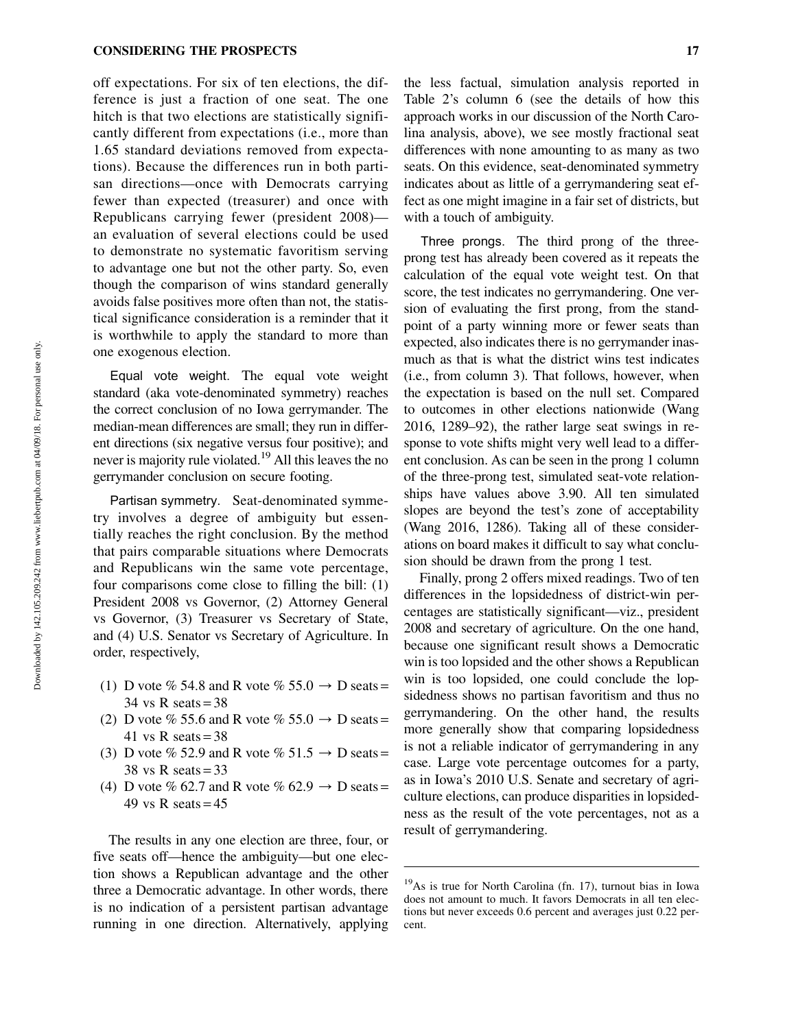off expectations. For six of ten elections, the difference is just a fraction of one seat. The one hitch is that two elections are statistically significantly different from expectations (i.e., more than 1.65 standard deviations removed from expectations). Because the differences run in both partisan directions—once with Democrats carrying fewer than expected (treasurer) and once with Republicans carrying fewer (president 2008)—an evaluation of several elections could be used to demonstrate no systematic favoritism serving to advantage one but not the other party. So, even though the comparison of wins standard generally avoids false positives more often than not, the statistical significance consideration is a reminder that it is worthwhile to apply the standard to more than one exogenous election.

*Equal vote weight*. The equal vote weight standard (aka vote-denominated symmetry) reaches the correct conclusion of no Iowa gerrymander. The median-mean differences are small; they run in different directions (six negative versus four positive); and never is majority rule violated.[19] All this leaves the no gerrymander conclusion on secure footing.

*Partisan symmetry*. Seat-denominated symmetry involves a degree of ambiguity but essentially reaches the right conclusion. By the method that pairs comparable situations where Democrats and Republicans win the same vote percentage, four comparisons come close to filling the bill: (1) President 2008 vs Governor, (2) Attorney General vs Governor, (3) Treasurer vs Secretary of State, and (4) U.S. Senator vs Secretary of Agriculture. In order, respectively,

(1) D vote % 54.8 and R vote % 55.0 → D seats = 34 vs R seats = 38
(2) D vote % 55.6 and R vote % 55.0 → D seats = 41 vs R seats = 38
(3) D vote % 52.9 and R vote % 51.5 → D seats = 38 vs R seats = 33
(4) D vote % 62.7 and R vote % 62.9 → D seats = 49 vs R seats = 45

The results in any one election are three, four, or five seats off—hence the ambiguity—but one election shows a Republican advantage and the other three a Democratic advantage. In other words, there is no indication of a persistent partisan advantage running in one direction. Alternatively, applying the less factual, simulation analysis reported in Table 2's column 6 (see the details of how this approach works in our discussion of the North Carolina analysis, above), we see mostly fractional seat differences with none amounting to as many as two seats. On this evidence, seat-denominated symmetry indicates about as little of a gerrymandering seat effect as one might imagine in a fair set of districts, but with a touch of ambiguity.

*Three prongs*. The third prong of the three-prong test has already been covered as it repeats the calculation of the equal vote weight test. On that score, the test indicates no gerrymandering. One version of evaluating the first prong, from the standpoint of a party winning more or fewer seats than expected, also indicates there is no gerrymander inasmuch as that is what the district wins test indicates (i.e., from column 3). That follows, however, when the expectation is based on the null set. Compared to outcomes in other elections nationwide (Wang 2016, 1289–92), the rather large seat swings in response to vote shifts might very well lead to a different conclusion. As can be seen in the prong 1 column of the three-prong test, simulated seat-vote relationships have values above 3.90. All ten simulated slopes are beyond the test's zone of acceptability (Wang 2016, 1286). Taking all of these considerations on board makes it difficult to say what conclusion should be drawn from the prong 1 test.

Finally, prong 2 offers mixed readings. Two of ten differences in the lopsidedness of district-win percentages are statistically significant—viz., president 2008 and secretary of agriculture. On the one hand, because one significant result shows a Democratic win is too lopsided and the other shows a Republican win is too lopsided, one could conclude the lopsidedness shows no partisan favoritism and thus no gerrymandering. On the other hand, the results more generally show that comparing lopsidedness is not a reliable indicator of gerrymandering in any case. Large vote percentage outcomes for a party, as in Iowa's 2010 U.S. Senate and secretary of agriculture elections, can produce disparities in lopsidedness as the result of the vote percentages, not as a result of gerrymandering.

[19] As is true for North Carolina (fn. 17), turnout bias in Iowa does not amount to much. It favors Democrats in all ten elections but never exceeds 0.6 percent and averages just 0.22 percent.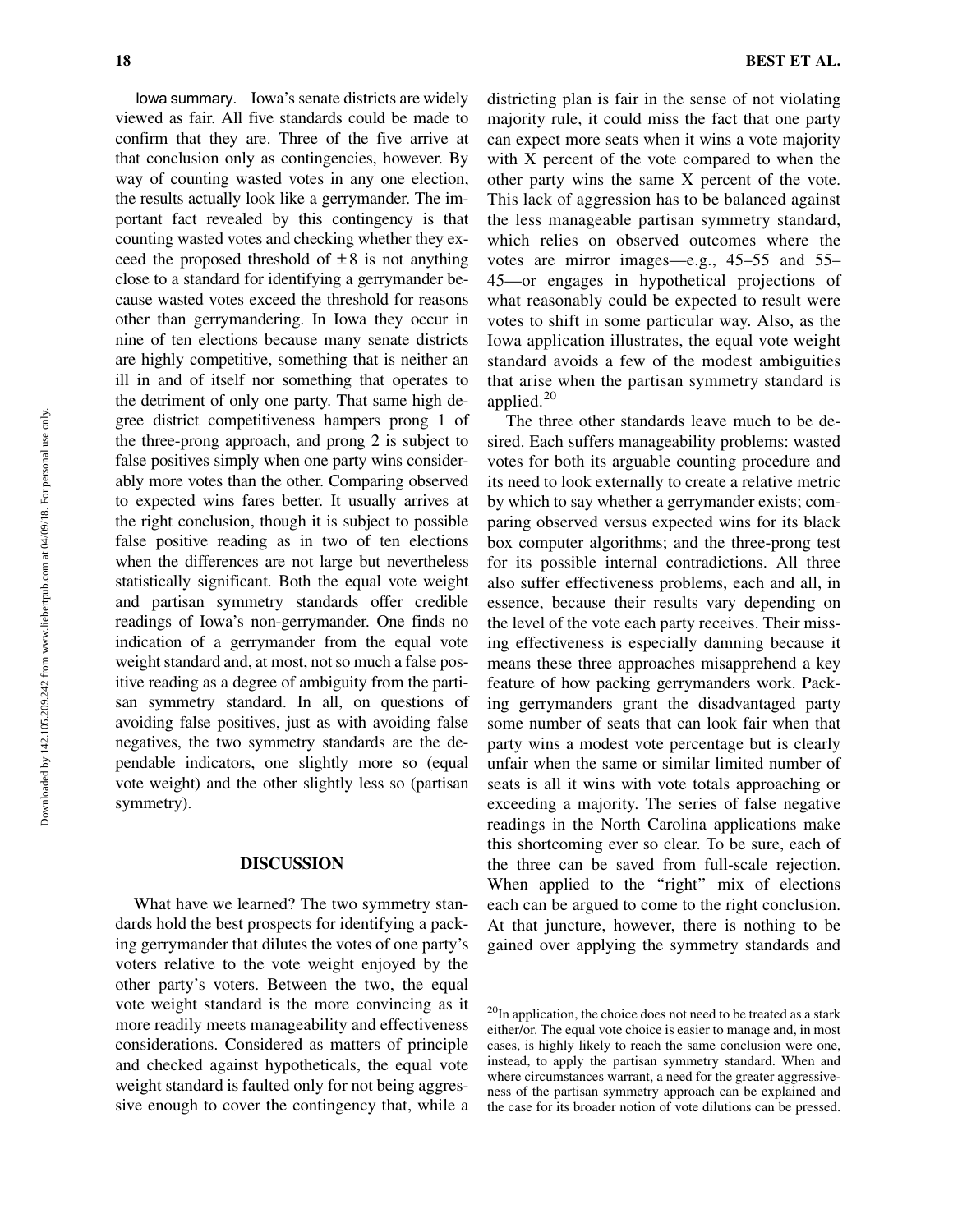*Iowa summary.* Iowa's senate districts are widely viewed as fair. All five standards could be made to confirm that they are. Three of the five arrive at that conclusion only as contingencies, however. By way of counting wasted votes in any one election, the results actually look like a gerrymander. The important fact revealed by this contingency is that counting wasted votes and checking whether they exceed the proposed threshold of $\pm 8$ is not anything close to a standard for identifying a gerrymander because wasted votes exceed the threshold for reasons other than gerrymandering. In Iowa they occur in nine of ten elections because many senate districts are highly competitive, something that is neither an ill in and of itself nor something that operates to the detriment of only one party. That same high degree district competitiveness hampers prong 1 of the three-prong approach, and prong 2 is subject to false positives simply when one party wins considerably more votes than the other. Comparing observed to expected wins fares better. It usually arrives at the right conclusion, though it is subject to possible false positive reading as in two of ten elections when the differences are not large but nevertheless statistically significant. Both the equal vote weight and partisan symmetry standards offer credible readings of Iowa's non-gerrymander. One finds no indication of a gerrymander from the equal vote weight standard and, at most, not so much a false positive reading as a degree of ambiguity from the partisan symmetry standard. In all, on questions of avoiding false positives, just as with avoiding false negatives, the two symmetry standards are the dependable indicators, one slightly more so (equal vote weight) and the other slightly less so (partisan symmetry).

## DISCUSSION

What have we learned? The two symmetry standards hold the best prospects for identifying a packing gerrymander that dilutes the votes of one party's voters relative to the vote weight enjoyed by the other party's voters. Between the two, the equal vote weight standard is the more convincing as it more readily meets manageability and effectiveness considerations. Considered as matters of principle and checked against hypotheticals, the equal vote weight standard is faulted only for not being aggressive enough to cover the contingency that, while a districting plan is fair in the sense of not violating majority rule, it could miss the fact that one party can expect more seats when it wins a vote majority with X percent of the vote compared to when the other party wins the same X percent of the vote. This lack of aggression has to be balanced against the less manageable partisan symmetry standard, which relies on observed outcomes where the votes are mirror images—e.g., 45–55 and 55–45—or engages in hypothetical projections of what reasonably could be expected to result were votes to shift in some particular way. Also, as the Iowa application illustrates, the equal vote weight standard avoids a few of the modest ambiguities that arise when the partisan symmetry standard is applied.[20]

The three other standards leave much to be desired. Each suffers manageability problems: wasted votes for both its arguable counting procedure and its need to look externally to create a relative metric by which to say whether a gerrymander exists; comparing observed versus expected wins for its black box computer algorithms; and the three-prong test for its possible internal contradictions. All three also suffer effectiveness problems, each and all, in essence, because their results vary depending on the level of the vote each party receives. Their missing effectiveness is especially damning because it means these three approaches misapprehend a key feature of how packing gerrymanders work. Packing gerrymanders grant the disadvantaged party some number of seats that can look fair when that party wins a modest vote percentage but is clearly unfair when the same or similar limited number of seats is all it wins with vote totals approaching or exceeding a majority. The series of false negative readings in the North Carolina applications make this shortcoming ever so clear. To be sure, each of the three can be saved from full-scale rejection. When applied to the "right" mix of elections each can be argued to come to the right conclusion. At that juncture, however, there is nothing to be gained over applying the symmetry standards and

[20]In application, the choice does not need to be treated as a stark either/or. The equal vote choice is easier to manage and, in most cases, is highly likely to reach the same conclusion were one, instead, to apply the partisan symmetry standard. When and where circumstances warrant, a need for the greater aggressiveness of the partisan symmetry approach can be explained and the case for its broader notion of vote dilutions can be pressed.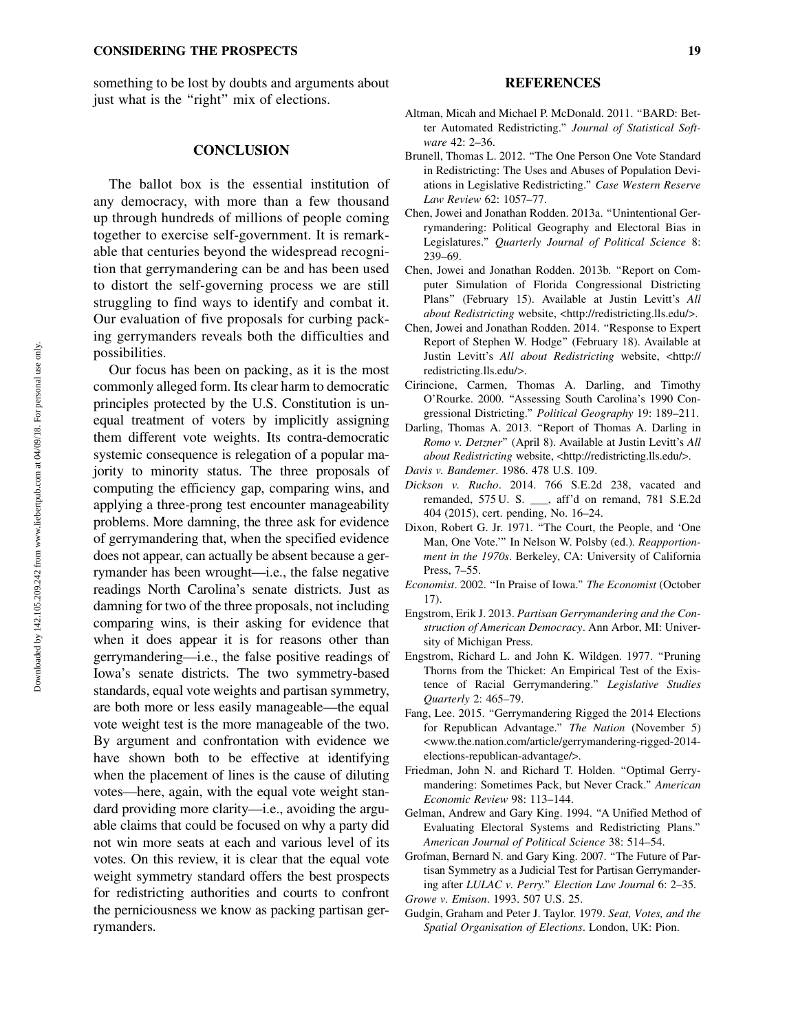something to be lost by doubts and arguments about just what is the "right" mix of elections.

## CONCLUSION

The ballot box is the essential institution of any democracy, with more than a few thousand up through hundreds of millions of people coming together to exercise self-government. It is remarkable that centuries beyond the widespread recognition that gerrymandering can be and has been used to distort the self-governing process we are still struggling to find ways to identify and combat it. Our evaluation of five proposals for curbing packing gerrymanders reveals both the difficulties and possibilities.

Our focus has been on packing, as it is the most commonly alleged form. Its clear harm to democratic principles protected by the U.S. Constitution is unequal treatment of voters by implicitly assigning them different vote weights. Its contra-democratic systemic consequence is relegation of a popular majority to minority status. The three proposals of computing the efficiency gap, comparing wins, and applying a three-prong test encounter manageability problems. More damning, the three ask for evidence of gerrymandering that, when the specified evidence does not appear, can actually be absent because a gerrymander has been wrought—i.e., the false negative readings North Carolina's senate districts. Just as damning for two of the three proposals, not including comparing wins, is their asking for evidence that when it does appear it is for reasons other than gerrymandering—i.e., the false positive readings of Iowa's senate districts. The two symmetry-based standards, equal vote weights and partisan symmetry, are both more or less easily manageable—the equal vote weight test is the more manageable of the two. By argument and confrontation with evidence we have shown both to be effective at identifying when the placement of lines is the cause of diluting votes—here, again, with the equal vote weight standard providing more clarity—i.e., avoiding the arguable claims that could be focused on why a party did not win more seats at each and various level of its votes. On this review, it is clear that the equal vote weight symmetry standard offers the best prospects for redistricting authorities and courts to confront the perniciousness we know as packing partisan gerrymanders.

## REFERENCES

Altman, Micah and Michael P. McDonald. 2011. "BARD: Better Automated Redistricting." *Journal of Statistical Software* 42: 2–36.

Brunell, Thomas L. 2012. "The One Person One Vote Standard in Redistricting: The Uses and Abuses of Population Deviations in Legislative Redistricting." *Case Western Reserve Law Review* 62: 1057–77.

Chen, Jowei and Jonathan Rodden. 2013a. "Unintentional Gerrymandering: Political Geography and Electoral Bias in Legislatures." *Quarterly Journal of Political Science* 8: 239–69.

Chen, Jowei and Jonathan Rodden. 2013b. "Report on Computer Simulation of Florida Congressional Districting Plans" (February 15). Available at Justin Levitt's *All about Redistricting* website, <http://redistricting.lls.edu/>.

Chen, Jowei and Jonathan Rodden. 2014. "Response to Expert Report of Stephen W. Hodge" (February 18). Available at Justin Levitt's *All about Redistricting* website, <http://redistricting.lls.edu/>.

Cirincione, Carmen, Thomas A. Darling, and Timothy O'Rourke. 2000. "Assessing South Carolina's 1990 Congressional Districting." *Political Geography* 19: 189–211.

Darling, Thomas A. 2013. "Report of Thomas A. Darling in *Romo v. Detzner*" (April 8). Available at Justin Levitt's *All about Redistricting* website, <http://redistricting.lls.edu/>.

*Davis v. Bandemer*. 1986. 478 U.S. 109.

*Dickson v. Rucho*. 2014. 766 S.E.2d 238, vacated and remanded, 575 U. S. \_\_\_, aff'd on remand, 781 S.E.2d 404 (2015), cert. pending, No. 16–24.

Dixon, Robert G. Jr. 1971. "The Court, the People, and 'One Man, One Vote.'" In Nelson W. Polsby (ed.). *Reapportionment in the 1970s*. Berkeley, CA: University of California Press, 7–55.

*Economist*. 2002. "In Praise of Iowa." *The Economist* (October 17).

Engstrom, Erik J. 2013. *Partisan Gerrymandering and the Construction of American Democracy*. Ann Arbor, MI: University of Michigan Press.

Engstrom, Richard L. and John K. Wildgen. 1977. "Pruning Thorns from the Thicket: An Empirical Test of the Existence of Racial Gerrymandering." *Legislative Studies Quarterly* 2: 465–79.

Fang, Lee. 2015. "Gerrymandering Rigged the 2014 Elections for Republican Advantage." *The Nation* (November 5) <www.the.nation.com/article/gerrymandering-rigged-2014-elections-republican-advantage/>.

Friedman, John N. and Richard T. Holden. "Optimal Gerrymandering: Sometimes Pack, but Never Crack." *American Economic Review* 98: 113–144.

Gelman, Andrew and Gary King. 1994. "A Unified Method of Evaluating Electoral Systems and Redistricting Plans." *American Journal of Political Science* 38: 514–54.

Grofman, Bernard N. and Gary King. 2007. "The Future of Partisan Symmetry as a Judicial Test for Partisan Gerrymandering after *LULAC v. Perry*." *Election Law Journal* 6: 2–35.

*Growe v. Emison*. 1993. 507 U.S. 25.

Gudgin, Graham and Peter J. Taylor. 1979. *Seat, Votes, and the Spatial Organisation of Elections*. London, UK: Pion.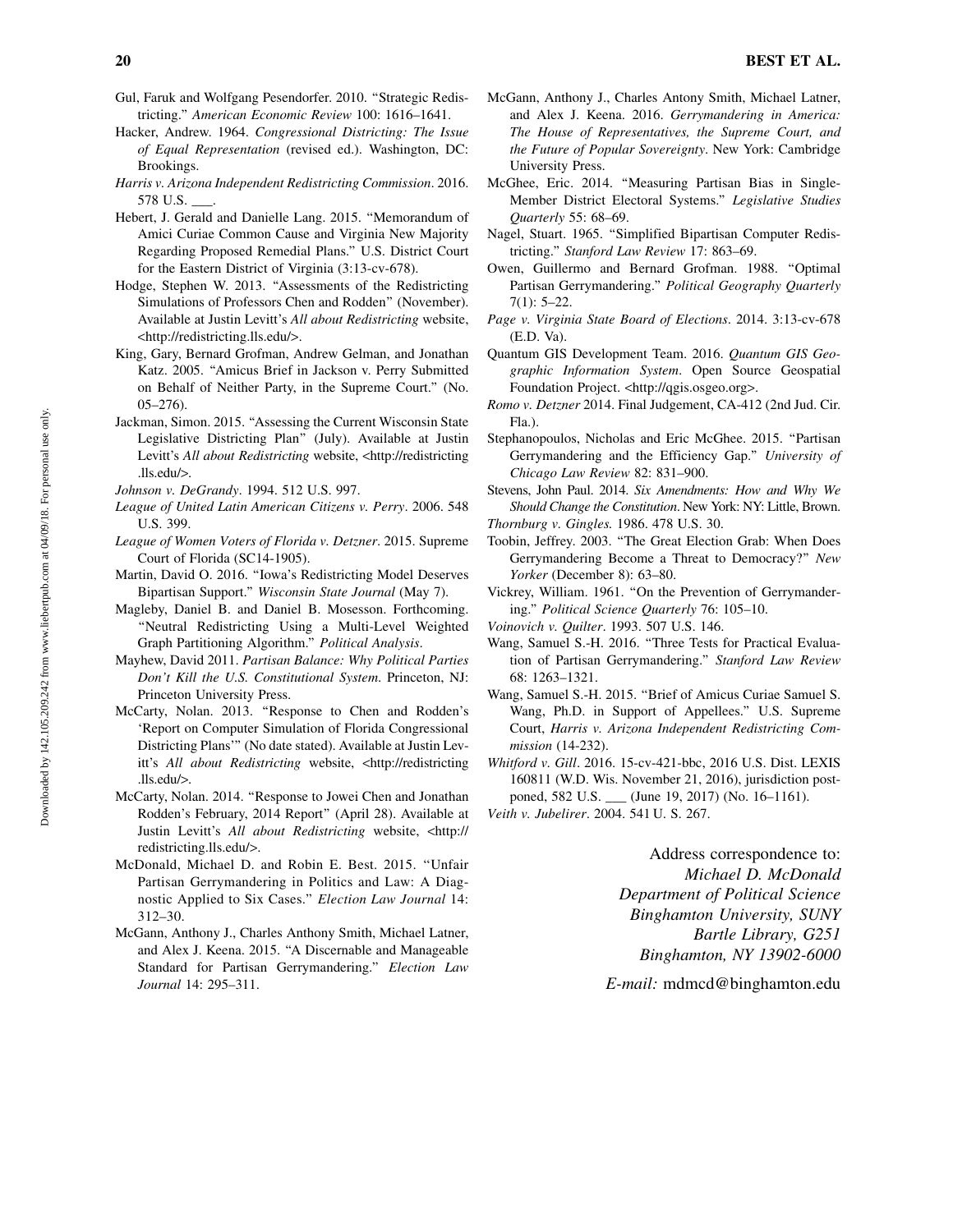Gul, Faruk and Wolfgang Pesendorfer. 2010. "Strategic Redistricting." *American Economic Review* 100: 1616–1641.

Hacker, Andrew. 1964. *Congressional Districting: The Issue of Equal Representation* (revised ed.). Washington, DC: Brookings.

*Harris v. Arizona Independent Redistricting Commission*. 2016. 578 U.S. ___.

Hebert, J. Gerald and Danielle Lang. 2015. "Memorandum of Amici Curiae Common Cause and Virginia New Majority Regarding Proposed Remedial Plans." U.S. District Court for the Eastern District of Virginia (3:13-cv-678).

Hodge, Stephen W. 2013. "Assessments of the Redistricting Simulations of Professors Chen and Rodden" (November). Available at Justin Levitt's *All about Redistricting* website, <http://redistricting.lls.edu/>.

King, Gary, Bernard Grofman, Andrew Gelman, and Jonathan Katz. 2005. "Amicus Brief in Jackson v. Perry Submitted on Behalf of Neither Party, in the Supreme Court." (No. 05–276).

Jackman, Simon. 2015. "Assessing the Current Wisconsin State Legislative Districting Plan" (July). Available at Justin Levitt's *All about Redistricting* website, <http://redistricting.lls.edu/>.

*Johnson v. DeGrandy*. 1994. 512 U.S. 997.

*League of United Latin American Citizens v. Perry*. 2006. 548 U.S. 399.

*League of Women Voters of Florida v. Detzner*. 2015. Supreme Court of Florida (SC14-1905).

Martin, David O. 2016. "Iowa's Redistricting Model Deserves Bipartisan Support." *Wisconsin State Journal* (May 7).

Magleby, Daniel B. and Daniel B. Mosesson. Forthcoming. "Neutral Redistricting Using a Multi-Level Weighted Graph Partitioning Algorithm." *Political Analysis*.

Mayhew, David 2011. *Partisan Balance: Why Political Parties Don't Kill the U.S. Constitutional System*. Princeton, NJ: Princeton University Press.

McCarty, Nolan. 2013. "Response to Chen and Rodden's 'Report on Computer Simulation of Florida Congressional Districting Plans'" (No date stated). Available at Justin Levitt's *All about Redistricting* website, <http://redistricting.lls.edu/>.

McCarty, Nolan. 2014. "Response to Jowei Chen and Jonathan Rodden's February, 2014 Report" (April 28). Available at Justin Levitt's *All about Redistricting* website, <http://redistricting.lls.edu/>.

McDonald, Michael D. and Robin E. Best. 2015. "Unfair Partisan Gerrymandering in Politics and Law: A Diagnostic Applied to Six Cases." *Election Law Journal* 14: 312–30.

McGann, Anthony J., Charles Anthony Smith, Michael Latner, and Alex J. Keena. 2015. "A Discernable and Manageable Standard for Partisan Gerrymandering." *Election Law Journal* 14: 295–311.

McGann, Anthony J., Charles Antony Smith, Michael Latner, and Alex J. Keena. 2016. *Gerrymandering in America: The House of Representatives, the Supreme Court, and the Future of Popular Sovereignty*. New York: Cambridge University Press.

McGhee, Eric. 2014. "Measuring Partisan Bias in Single-Member District Electoral Systems." *Legislative Studies Quarterly* 55: 68–69.

Nagel, Stuart. 1965. "Simplified Bipartisan Computer Redistricting." *Stanford Law Review* 17: 863–69.

Owen, Guillermo and Bernard Grofman. 1988. "Optimal Partisan Gerrymandering." *Political Geography Quarterly* 7(1): 5–22.

*Page v. Virginia State Board of Elections*. 2014. 3:13-cv-678 (E.D. Va).

Quantum GIS Development Team. 2016. *Quantum GIS Geographic Information System*. Open Source Geospatial Foundation Project. <http://qgis.osgeo.org>.

*Romo v. Detzner* 2014. Final Judgement, CA-412 (2nd Jud. Cir. Fla.).

Stephanopoulos, Nicholas and Eric McGhee. 2015. "Partisan Gerrymandering and the Efficiency Gap." *University of Chicago Law Review* 82: 831–900.

Stevens, John Paul. 2014. *Six Amendments: How and Why We Should Change the Constitution*. New York: NY: Little, Brown.

*Thornburg v. Gingles*. 1986. 478 U.S. 30.

Toobin, Jeffrey. 2003. "The Great Election Grab: When Does Gerrymandering Become a Threat to Democracy?" *New Yorker* (December 8): 63–80.

Vickrey, William. 1961. "On the Prevention of Gerrymandering." *Political Science Quarterly* 76: 105–10.

*Voinovich v. Quilter*. 1993. 507 U.S. 146.

Wang, Samuel S.-H. 2016. "Three Tests for Practical Evaluation of Partisan Gerrymandering." *Stanford Law Review* 68: 1263–1321.

Wang, Samuel S.-H. 2015. "Brief of Amicus Curiae Samuel S. Wang, Ph.D. in Support of Appellees." U.S. Supreme Court, *Harris v. Arizona Independent Redistricting Commission* (14-232).

*Whitford v. Gill*. 2016. 15-cv-421-bbc, 2016 U.S. Dist. LEXIS 160811 (W.D. Wis. November 21, 2016), jurisdiction postponed, 582 U.S. ___ (June 19, 2017) (No. 16–1161).

*Veith v. Jubelirer*. 2004. 541 U. S. 267.

Address correspondence to:
*Michael D. McDonald*
*Department of Political Science*
*Binghamton University, SUNY*
*Bartle Library, G251*
*Binghamton, NY 13902-6000*

*E-mail:* mdmcd@binghamton.edu